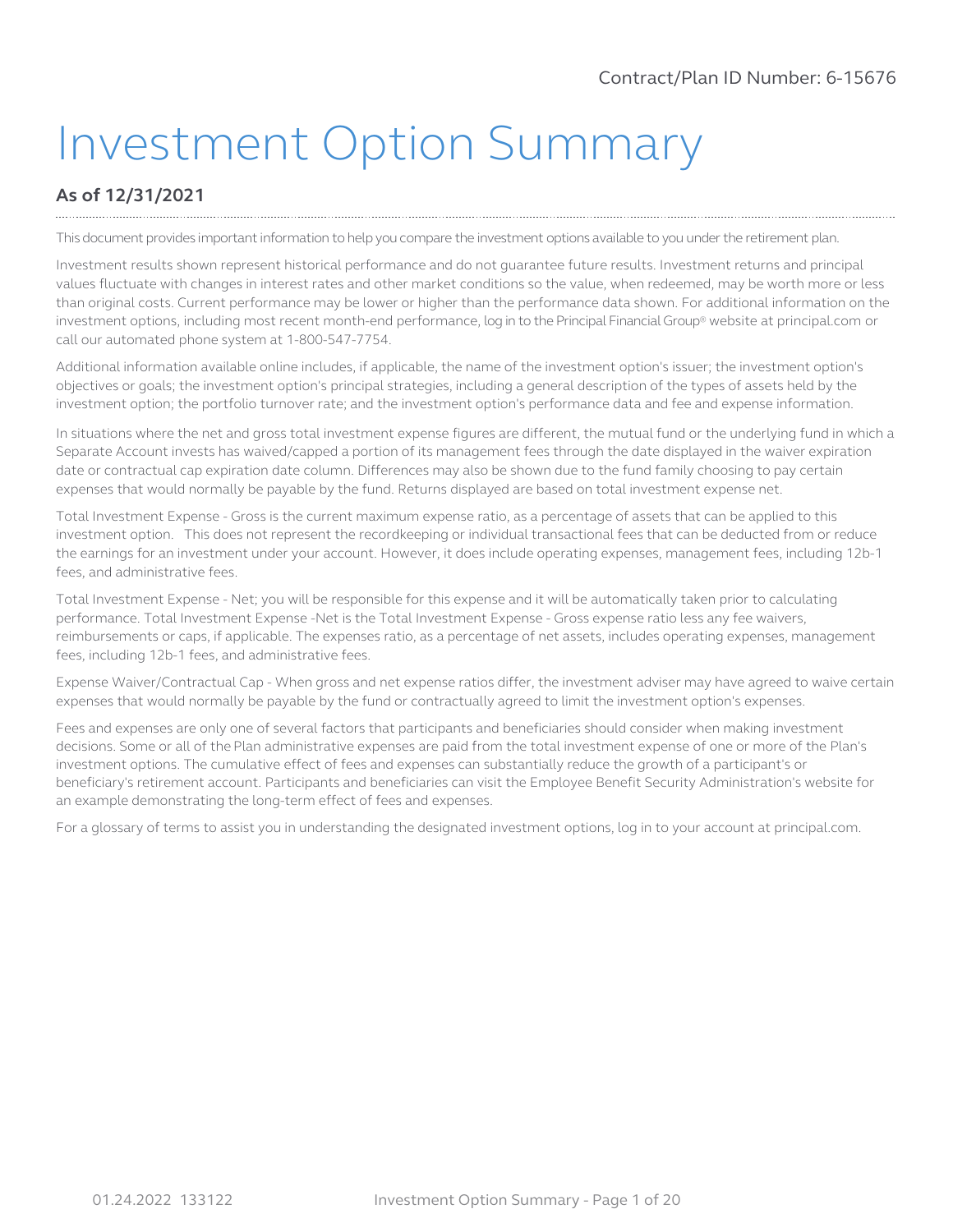Contract/Plan ID Number: 6-15676

# Investment Option Summary

**As of 12/31/2021**

This document provides important information to help you compare the investment options available to you under the retirement plan.

Investment results shown represent historical performance and do not guarantee future results. Investment returns and principal values fluctuate with changes in interest rates and other market conditions so the value, when redeemed, may be worth more or less than original costs. Current performance may be lower or higher than the performance data shown. For additional information on the investment options, including most recent month-end performance, log in to the Principal Financial Group® website at principal.com or call our automated phone system at 1-800-547-7754.

Additional information available online includes, if applicable, the name of the investment option's issuer; the investment option's objectives or goals; the investment option's principal strategies, including a general description of the types of assets held by the investment option; the portfolio turnover rate; and the investment option's performance data and fee and expense information.

In situations where the net and gross total investment expense figures are different, the mutual fund or the underlying fund in which a Separate Account invests has waived/capped a portion of its management fees through the date displayed in the waiver expiration date or contractual cap expiration date column. Differences may also be shown due to the fund family choosing to pay certain expenses that would normally be payable by the fund. Returns displayed are based on total investment expense net.

Total Investment Expense - Gross is the current maximum expense ratio, as a percentage of assets that can be applied to this investment option. This does not represent the recordkeeping or individual transactional fees that can be deducted from or reduce the earnings for an investment under your account. However, it does include operating expenses, management fees, including 12b-1 fees, and administrative fees.

Total Investment Expense - Net; you will be responsible for this expense and it will be automatically taken prior to calculating performance. Total Investment Expense -Net is the Total Investment Expense - Gross expense ratio less any fee waivers, reimbursements or caps, if applicable. The expenses ratio, as a percentage of net assets, includes operating expenses, management fees, including 12b-1 fees, and administrative fees.

Expense Waiver/Contractual Cap - When gross and net expense ratios differ, the investment adviser may have agreed to waive certain expenses that would normally be payable by the fund or contractually agreed to limit the investment option's expenses.

Fees and expenses are only one of several factors that participants and beneficiaries should consider when making investment decisions. Some or all of the Plan administrative expenses are paid from the total investment expense of one or more of the Plan's investment options. The cumulative effect of fees and expenses can substantially reduce the growth of a participant's or beneficiary's retirement account. Participants and beneficiaries can visit the Employee Benefit Security Administration's website for an example demonstrating the long-term effect of fees and expenses.

For a glossary of terms to assist you in understanding the designated investment options, log in to your account at principal.com.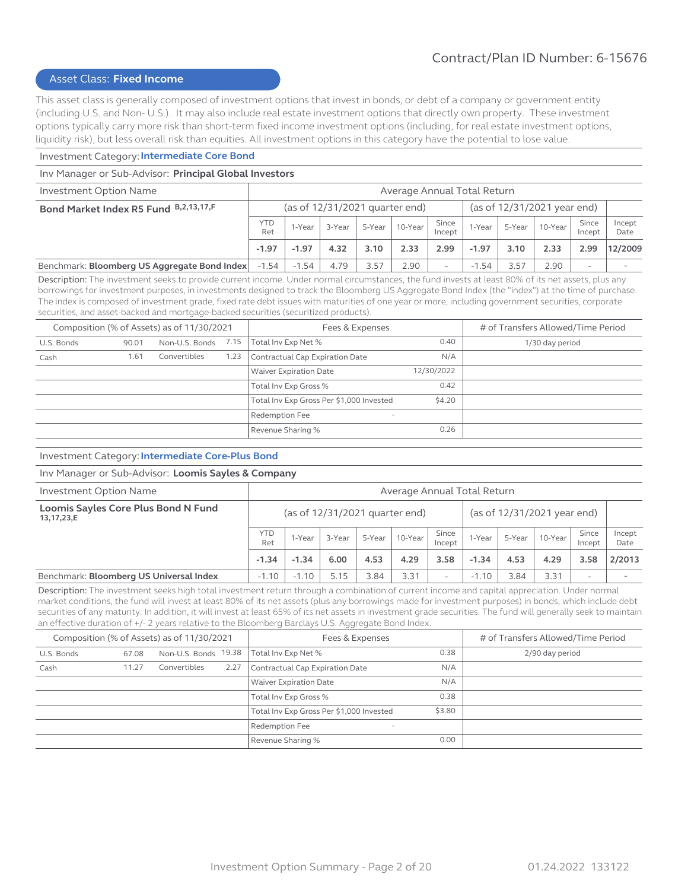Contract/Plan ID Number: 6-15676

## Asset Class: **Fixed Income**

This asset class is generally composed of investment options that invest in bonds, or debt of a company or government entity (including U.S. and Non- U.S.). It may also include real estate investment options that directly own property. These investment options typically carry more risk than short-term fixed income investment options (including, for real estate investment options, liquidity risk), but less overall risk than equities. All investment options in this category have the potential to lose value.

### Investment Category: Intermediate Core Bond

Inv Manager or Sub-Advisor: **Principal Global Investors**

| Investment Option Name | Average Annual Total Return | | | | | | | | | | |
|---|---|---|---|---|---|---|---|---|---|---|---|
| **Bond Market Index R5 Fund** B,2,13,17,F | (as of 12/31/2021 quarter end) | | | | | | (as of 12/31/2021 year end) | | | | |
| | YTD Ret | 1-Year | 3-Year | 5-Year | 10-Year | Since Incept | 1-Year | 5-Year | 10-Year | Since Incept | Incept Date |
| | **-1.97** | **-1.97** | **4.32** | **3.10** | **2.33** | **2.99** | **-1.97** | **3.10** | **2.33** | **2.99** | **12/2009** |
| Benchmark: **Bloomberg US Aggregate Bond Index** | -1.54 | -1.54 | 4.79 | 3.57 | 2.90 | - | -1.54 | 3.57 | 2.90 | - | - |

Description: The investment seeks to provide current income. Under normal circumstances, the fund invests at least 80% of its net assets, plus any borrowings for investment purposes, in investments designed to track the Bloomberg US Aggregate Bond Index (the "index") at the time of purchase. The index is composed of investment grade, fixed rate debt issues with maturities of one year or more, including government securities, corporate securities, and asset-backed and mortgage-backed securities (securitized products).

| Composition (% of Assets) as of 11/30/2021 | | | | Fees & Expenses | | # of Transfers Allowed/Time Period |
|---|---|---|---|---|---|---|
| U.S. Bonds | 90.01 | Non-U.S. Bonds | 7.15 | Total Inv Exp Net % | 0.40 | 1/30 day period |
| Cash | 1.61 | Convertibles | 1.23 | Contractual Cap Expiration Date | N/A | |
| | | | | Waiver Expiration Date | 12/30/2022 | |
| | | | | Total Inv Exp Gross % | 0.42 | |
| | | | | Total Inv Exp Gross Per $1,000 Invested | $4.20 | |
| | | | | Redemption Fee | - | |
| | | | | Revenue Sharing % | 0.26 | |

### Investment Category: Intermediate Core-Plus Bond

Inv Manager or Sub-Advisor: **Loomis Sayles & Company**

| Investment Option Name | Average Annual Total Return | | | | | | | | | | |
|---|---|---|---|---|---|---|---|---|---|---|---|
| **Loomis Sayles Core Plus Bond N Fund** 13,17,23,E | (as of 12/31/2021 quarter end) | | | | | | (as of 12/31/2021 year end) | | | | |
| | YTD Ret | 1-Year | 3-Year | 5-Year | 10-Year | Since Incept | 1-Year | 5-Year | 10-Year | Since Incept | Incept Date |
| | **-1.34** | **-1.34** | **6.00** | **4.53** | **4.29** | **3.58** | **-1.34** | **4.53** | **4.29** | **3.58** | **2/2013** |
| Benchmark: **Bloomberg US Universal Index** | -1.10 | -1.10 | 5.15 | 3.84 | 3.31 | - | -1.10 | 3.84 | 3.31 | - | - |

Description: The investment seeks high total investment return through a combination of current income and capital appreciation. Under normal market conditions, the fund will invest at least 80% of its net assets (plus any borrowings made for investment purposes) in bonds, which include debt securities of any maturity. In addition, it will invest at least 65% of its net assets in investment grade securities. The fund will generally seek to maintain an effective duration of +/- 2 years relative to the Bloomberg Barclays U.S. Aggregate Bond Index.

| Composition (% of Assets) as of 11/30/2021 | | | | Fees & Expenses | | # of Transfers Allowed/Time Period |
|---|---|---|---|---|---|---|
| U.S. Bonds | 67.08 | Non-U.S. Bonds | 19.38 | Total Inv Exp Net % | 0.38 | 2/90 day period |
| Cash | 11.27 | Convertibles | 2.27 | Contractual Cap Expiration Date | N/A | |
| | | | | Waiver Expiration Date | N/A | |
| | | | | Total Inv Exp Gross % | 0.38 | |
| | | | | Total Inv Exp Gross Per $1,000 Invested | $3.80 | |
| | | | | Redemption Fee | - | |
| | | | | Revenue Sharing % | 0.00 | |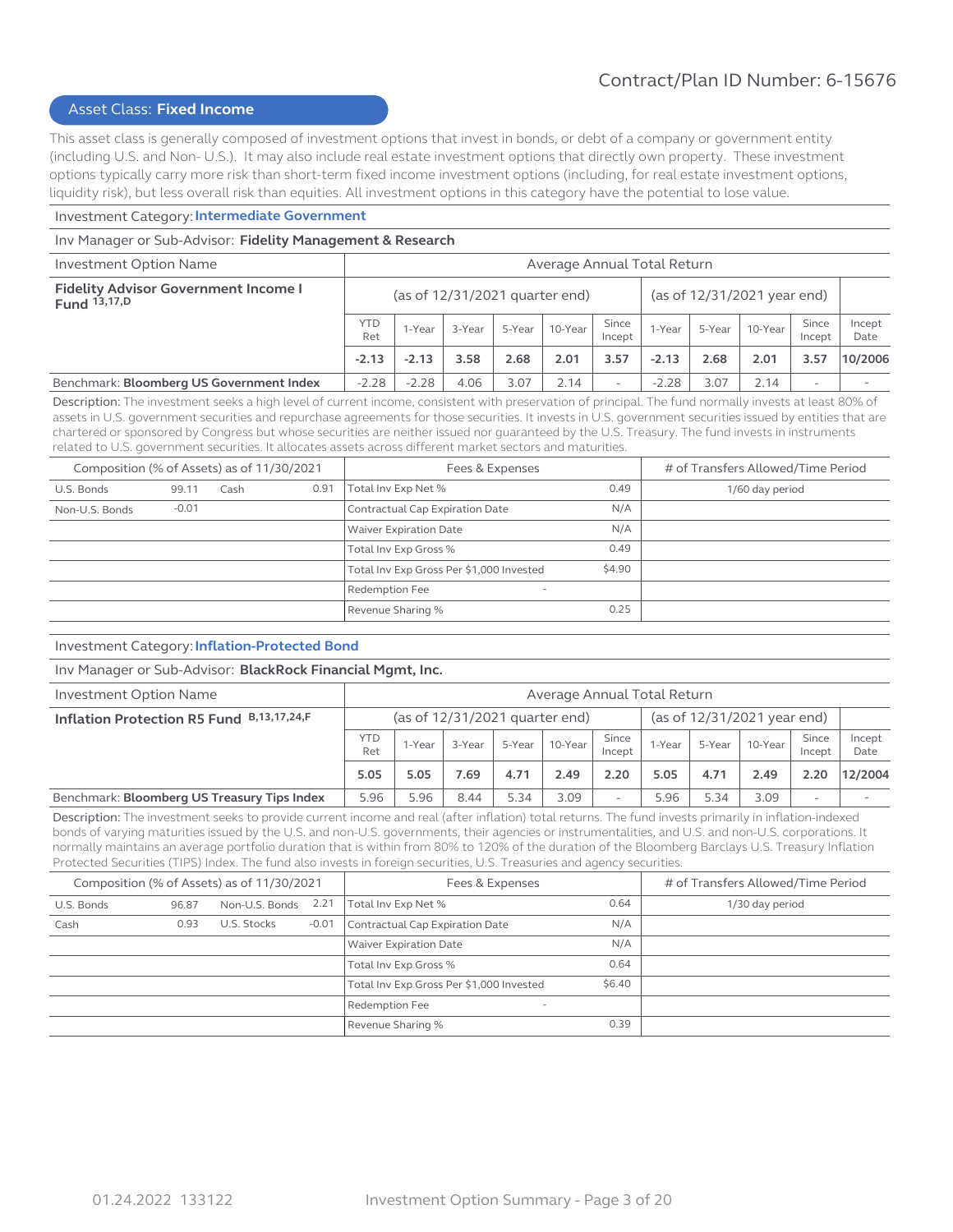Contract/Plan ID Number: 6-15676

## Asset Class: **Fixed Income**

This asset class is generally composed of investment options that invest in bonds, or debt of a company or government entity (including U.S. and Non- U.S.). It may also include real estate investment options that directly own property. These investment options typically carry more risk than short-term fixed income investment options (including, for real estate investment options, liquidity risk), but less overall risk than equities. All investment options in this category have the potential to lose value.

### Investment Category: Intermediate Government

Inv Manager or Sub-Advisor: **Fidelity Management & Research**

| Investment Option Name | Average Annual Total Return | | | | | | | | | | |
|---|---|---|---|---|---|---|---|---|---|---|---|
| **Fidelity Advisor Government Income I Fund** [13,17,D] | (as of 12/31/2021 quarter end) | | | | | | (as of 12/31/2021 year end) | | | | |
| | YTD Ret | 1-Year | 3-Year | 5-Year | 10-Year | Since Incept | 1-Year | 5-Year | 10-Year | Since Incept | Incept Date |
| | **-2.13** | **-2.13** | **3.58** | **2.68** | **2.01** | **3.57** | **-2.13** | **2.68** | **2.01** | **3.57** | **10/2006** |
| Benchmark: **Bloomberg US Government Index** | -2.28 | -2.28 | 4.06 | 3.07 | 2.14 | - | -2.28 | 3.07 | 2.14 | - | - |

Description: The investment seeks a high level of current income, consistent with preservation of principal. The fund normally invests at least 80% of assets in U.S. government securities and repurchase agreements for those securities. It invests in U.S. government securities issued by entities that are chartered or sponsored by Congress but whose securities are neither issued nor guaranteed by the U.S. Treasury. The fund invests in instruments related to U.S. government securities. It allocates assets across different market sectors and maturities.

| Composition (% of Assets) as of 11/30/2021 | | | | Fees & Expenses | | # of Transfers Allowed/Time Period |
|---|---|---|---|---|---|---|
| U.S. Bonds | 99.11 | Cash | 0.91 | Total Inv Exp Net % | 0.49 | 1/60 day period |
| Non-U.S. Bonds | -0.01 | | | Contractual Cap Expiration Date | N/A | |
| | | | | Waiver Expiration Date | N/A | |
| | | | | Total Inv Exp Gross % | 0.49 | |
| | | | | Total Inv Exp Gross Per $1,000 Invested | $4.90 | |
| | | | | Redemption Fee | - | |
| | | | | Revenue Sharing % | 0.25 | |

### Investment Category: Inflation-Protected Bond

Inv Manager or Sub-Advisor: **BlackRock Financial Mgmt, Inc.**

| Investment Option Name | Average Annual Total Return | | | | | | | | | | |
|---|---|---|---|---|---|---|---|---|---|---|---|
| **Inflation Protection R5 Fund** [B,13,17,24,F] | (as of 12/31/2021 quarter end) | | | | | | (as of 12/31/2021 year end) | | | | |
| | YTD Ret | 1-Year | 3-Year | 5-Year | 10-Year | Since Incept | 1-Year | 5-Year | 10-Year | Since Incept | Incept Date |
| | **5.05** | **5.05** | **7.69** | **4.71** | **2.49** | **2.20** | **5.05** | **4.71** | **2.49** | **2.20** | **12/2004** |
| Benchmark: **Bloomberg US Treasury Tips Index** | 5.96 | 5.96 | 8.44 | 5.34 | 3.09 | - | 5.96 | 5.34 | 3.09 | - | - |

Description: The investment seeks to provide current income and real (after inflation) total returns. The fund invests primarily in inflation-indexed bonds of varying maturities issued by the U.S. and non-U.S. governments, their agencies or instrumentalities, and U.S. and non-U.S. corporations. It normally maintains an average portfolio duration that is within from 80% to 120% of the duration of the Bloomberg Barclays U.S. Treasury Inflation Protected Securities (TIPS) Index. The fund also invests in foreign securities, U.S. Treasuries and agency securities.

| Composition (% of Assets) as of 11/30/2021 | | | | Fees & Expenses | | # of Transfers Allowed/Time Period |
|---|---|---|---|---|---|---|
| U.S. Bonds | 96.87 | Non-U.S. Bonds | 2.21 | Total Inv Exp Net % | 0.64 | 1/30 day period |
| Cash | 0.93 | U.S. Stocks | -0.01 | Contractual Cap Expiration Date | N/A | |
| | | | | Waiver Expiration Date | N/A | |
| | | | | Total Inv Exp Gross % | 0.64 | |
| | | | | Total Inv Exp Gross Per $1,000 Invested | $6.40 | |
| | | | | Redemption Fee | - | |
| | | | | Revenue Sharing % | 0.39 | |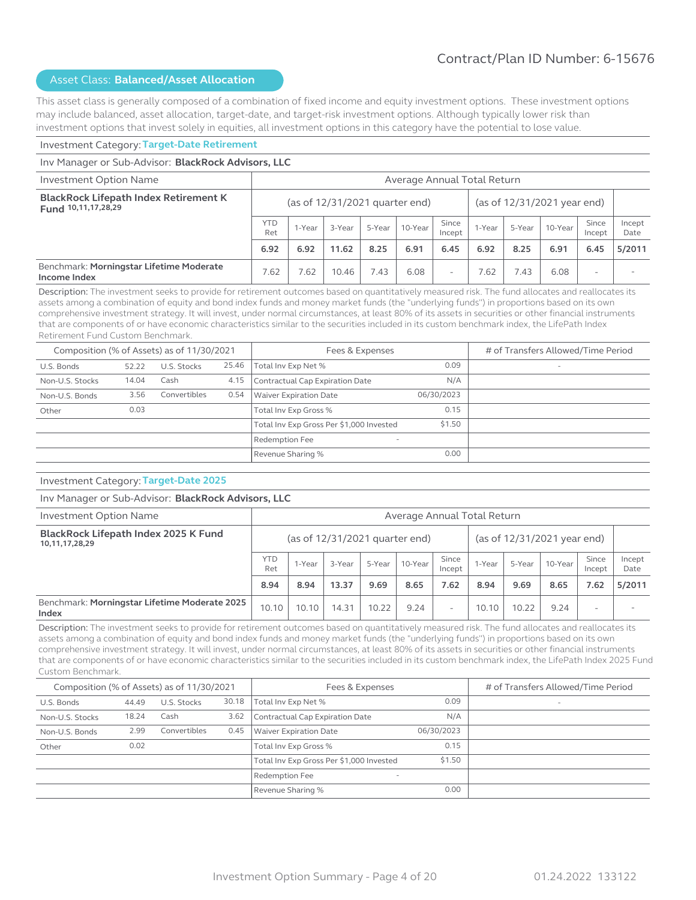Contract/Plan ID Number: 6-15676

## Asset Class: **Balanced/Asset Allocation**

This asset class is generally composed of a combination of fixed income and equity investment options. These investment options may include balanced, asset allocation, target-date, and target-risk investment options. Although typically lower risk than investment options that invest solely in equities, all investment options in this category have the potential to lose value.

### Investment Category: Target-Date Retirement

Inv Manager or Sub-Advisor: **BlackRock Advisors, LLC**

| Investment Option Name | Average Annual Total Return | | | | | | | | | | |
|---|---|---|---|---|---|---|---|---|---|---|---|
| **BlackRock Lifepath Index Retirement K Fund** [10,11,17,28,29] | (as of 12/31/2021 quarter end) | | | | | | (as of 12/31/2021 year end) | | | | |
| | YTD Ret | 1-Year | 3-Year | 5-Year | 10-Year | Since Incept | 1-Year | 5-Year | 10-Year | Since Incept | Incept Date |
| | **6.92** | **6.92** | **11.62** | **8.25** | **6.91** | **6.45** | **6.92** | **8.25** | **6.91** | **6.45** | **5/2011** |
| Benchmark: **Morningstar Lifetime Moderate Income Index** | 7.62 | 7.62 | 10.46 | 7.43 | 6.08 | - | 7.62 | 7.43 | 6.08 | - | - |

Description: The investment seeks to provide for retirement outcomes based on quantitatively measured risk. The fund allocates and reallocates its assets among a combination of equity and bond index funds and money market funds (the "underlying funds") in proportions based on its own comprehensive investment strategy. It will invest, under normal circumstances, at least 80% of its assets in securities or other financial instruments that are components of or have economic characteristics similar to the securities included in its custom benchmark index, the LifePath Index Retirement Fund Custom Benchmark.

| Composition (% of Assets) as of 11/30/2021 | | | | Fees & Expenses | | # of Transfers Allowed/Time Period |
|---|---|---|---|---|---|---|
| U.S. Bonds | 52.22 | U.S. Stocks | 25.46 | Total Inv Exp Net % | 0.09 | - |
| Non-U.S. Stocks | 14.04 | Cash | 4.15 | Contractual Cap Expiration Date | N/A | |
| Non-U.S. Bonds | 3.56 | Convertibles | 0.54 | Waiver Expiration Date | 06/30/2023 | |
| Other | 0.03 | | | Total Inv Exp Gross % | 0.15 | |
| | | | | Total Inv Exp Gross Per $1,000 Invested | $1.50 | |
| | | | | Redemption Fee | - | |
| | | | | Revenue Sharing % | 0.00 | |

### Investment Category: Target-Date 2025

Inv Manager or Sub-Advisor: **BlackRock Advisors, LLC**

| Investment Option Name | Average Annual Total Return | | | | | | | | | | |
|---|---|---|---|---|---|---|---|---|---|---|---|
| **BlackRock Lifepath Index 2025 K Fund** [10,11,17,28,29] | (as of 12/31/2021 quarter end) | | | | | | (as of 12/31/2021 year end) | | | | |
| | YTD Ret | 1-Year | 3-Year | 5-Year | 10-Year | Since Incept | 1-Year | 5-Year | 10-Year | Since Incept | Incept Date |
| | **8.94** | **8.94** | **13.37** | **9.69** | **8.65** | **7.62** | **8.94** | **9.69** | **8.65** | **7.62** | **5/2011** |
| Benchmark: **Morningstar Lifetime Moderate 2025 Index** | 10.10 | 10.10 | 14.31 | 10.22 | 9.24 | - | 10.10 | 10.22 | 9.24 | - | - |

Description: The investment seeks to provide for retirement outcomes based on quantitatively measured risk. The fund allocates and reallocates its assets among a combination of equity and bond index funds and money market funds (the "underlying funds") in proportions based on its own comprehensive investment strategy. It will invest, under normal circumstances, at least 80% of its assets in securities or other financial instruments that are components of or have economic characteristics similar to the securities included in its custom benchmark index, the LifePath Index 2025 Fund Custom Benchmark.

| Composition (% of Assets) as of 11/30/2021 | | | | Fees & Expenses | | # of Transfers Allowed/Time Period |
|---|---|---|---|---|---|---|
| U.S. Bonds | 44.49 | U.S. Stocks | 30.18 | Total Inv Exp Net % | 0.09 | - |
| Non-U.S. Stocks | 18.24 | Cash | 3.62 | Contractual Cap Expiration Date | N/A | |
| Non-U.S. Bonds | 2.99 | Convertibles | 0.45 | Waiver Expiration Date | 06/30/2023 | |
| Other | 0.02 | | | Total Inv Exp Gross % | 0.15 | |
| | | | | Total Inv Exp Gross Per $1,000 Invested | $1.50 | |
| | | | | Redemption Fee | - | |
| | | | | Revenue Sharing % | 0.00 | |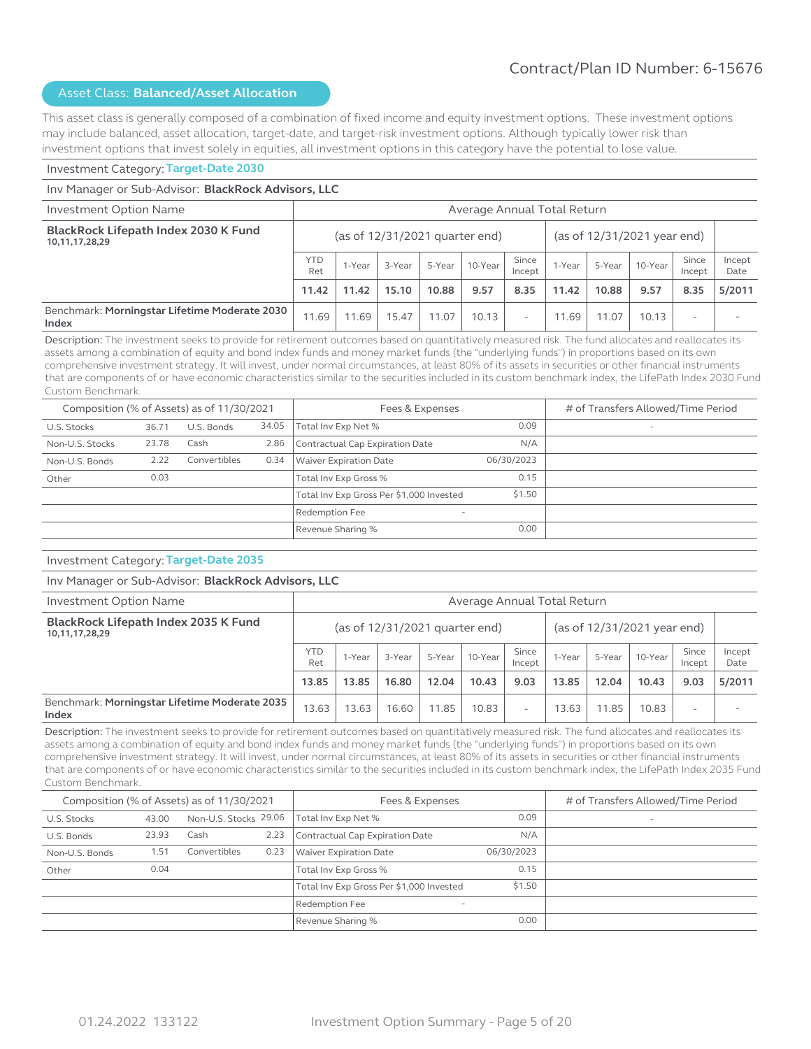Contract/Plan ID Number: 6-15676

## Asset Class: **Balanced/Asset Allocation**

This asset class is generally composed of a combination of fixed income and equity investment options. These investment options may include balanced, asset allocation, target-date, and target-risk investment options. Although typically lower risk than investment options that invest solely in equities, all investment options in this category have the potential to lose value.

Investment Category: **Target-Date 2030**

Inv Manager or Sub-Advisor: **BlackRock Advisors, LLC**

| Investment Option Name | Average Annual Total Return | | | | | | | | | | |
|---|---|---|---|---|---|---|---|---|---|---|---|
| **BlackRock Lifepath Index 2030 K Fund** 10,11,17,28,29 | (as of 12/31/2021 quarter end) | | | | | | (as of 12/31/2021 year end) | | | | |
| | YTD Ret | 1-Year | 3-Year | 5-Year | 10-Year | Since Incept | 1-Year | 5-Year | 10-Year | Since Incept | Incept Date |
| | **11.42** | **11.42** | **15.10** | **10.88** | **9.57** | **8.35** | **11.42** | **10.88** | **9.57** | **8.35** | **5/2011** |
| Benchmark: **Morningstar Lifetime Moderate 2030 Index** | 11.69 | 11.69 | 15.47 | 11.07 | 10.13 | - | 11.69 | 11.07 | 10.13 | - | - |

Description: The investment seeks to provide for retirement outcomes based on quantitatively measured risk. The fund allocates and reallocates its assets among a combination of equity and bond index funds and money market funds (the "underlying funds") in proportions based on its own comprehensive investment strategy. It will invest, under normal circumstances, at least 80% of its assets in securities or other financial instruments that are components of or have economic characteristics similar to the securities included in its custom benchmark index, the LifePath Index 2030 Fund Custom Benchmark.

| Composition (% of Assets) as of 11/30/2021 | | | | Fees & Expenses | | # of Transfers Allowed/Time Period |
|---|---|---|---|---|---|---|
| U.S. Stocks | 36.71 | U.S. Bonds | 34.05 | Total Inv Exp Net % | 0.09 | - |
| Non-U.S. Stocks | 23.78 | Cash | 2.86 | Contractual Cap Expiration Date | N/A | |
| Non-U.S. Bonds | 2.22 | Convertibles | 0.34 | Waiver Expiration Date | 06/30/2023 | |
| Other | 0.03 | | | Total Inv Exp Gross % | 0.15 | |
| | | | | Total Inv Exp Gross Per $1,000 Invested | $1.50 | |
| | | | | Redemption Fee | - | |
| | | | | Revenue Sharing % | 0.00 | |

Investment Category: **Target-Date 2035**

Inv Manager or Sub-Advisor: **BlackRock Advisors, LLC**

| Investment Option Name | Average Annual Total Return | | | | | | | | | | |
|---|---|---|---|---|---|---|---|---|---|---|---|
| **BlackRock Lifepath Index 2035 K Fund** 10,11,17,28,29 | (as of 12/31/2021 quarter end) | | | | | | (as of 12/31/2021 year end) | | | | |
| | YTD Ret | 1-Year | 3-Year | 5-Year | 10-Year | Since Incept | 1-Year | 5-Year | 10-Year | Since Incept | Incept Date |
| | **13.85** | **13.85** | **16.80** | **12.04** | **10.43** | **9.03** | **13.85** | **12.04** | **10.43** | **9.03** | **5/2011** |
| Benchmark: **Morningstar Lifetime Moderate 2035 Index** | 13.63 | 13.63 | 16.60 | 11.85 | 10.83 | - | 13.63 | 11.85 | 10.83 | - | - |

Description: The investment seeks to provide for retirement outcomes based on quantitatively measured risk. The fund allocates and reallocates its assets among a combination of equity and bond index funds and money market funds (the "underlying funds") in proportions based on its own comprehensive investment strategy. It will invest, under normal circumstances, at least 80% of its assets in securities or other financial instruments that are components of or have economic characteristics similar to the securities included in its custom benchmark index, the LifePath Index 2035 Fund Custom Benchmark.

| Composition (% of Assets) as of 11/30/2021 | | | | Fees & Expenses | | # of Transfers Allowed/Time Period |
|---|---|---|---|---|---|---|
| U.S. Stocks | 43.00 | Non-U.S. Stocks | 29.06 | Total Inv Exp Net % | 0.09 | - |
| U.S. Bonds | 23.93 | Cash | 2.23 | Contractual Cap Expiration Date | N/A | |
| Non-U.S. Bonds | 1.51 | Convertibles | 0.23 | Waiver Expiration Date | 06/30/2023 | |
| Other | 0.04 | | | Total Inv Exp Gross % | 0.15 | |
| | | | | Total Inv Exp Gross Per $1,000 Invested | $1.50 | |
| | | | | Redemption Fee | - | |
| | | | | Revenue Sharing % | 0.00 | |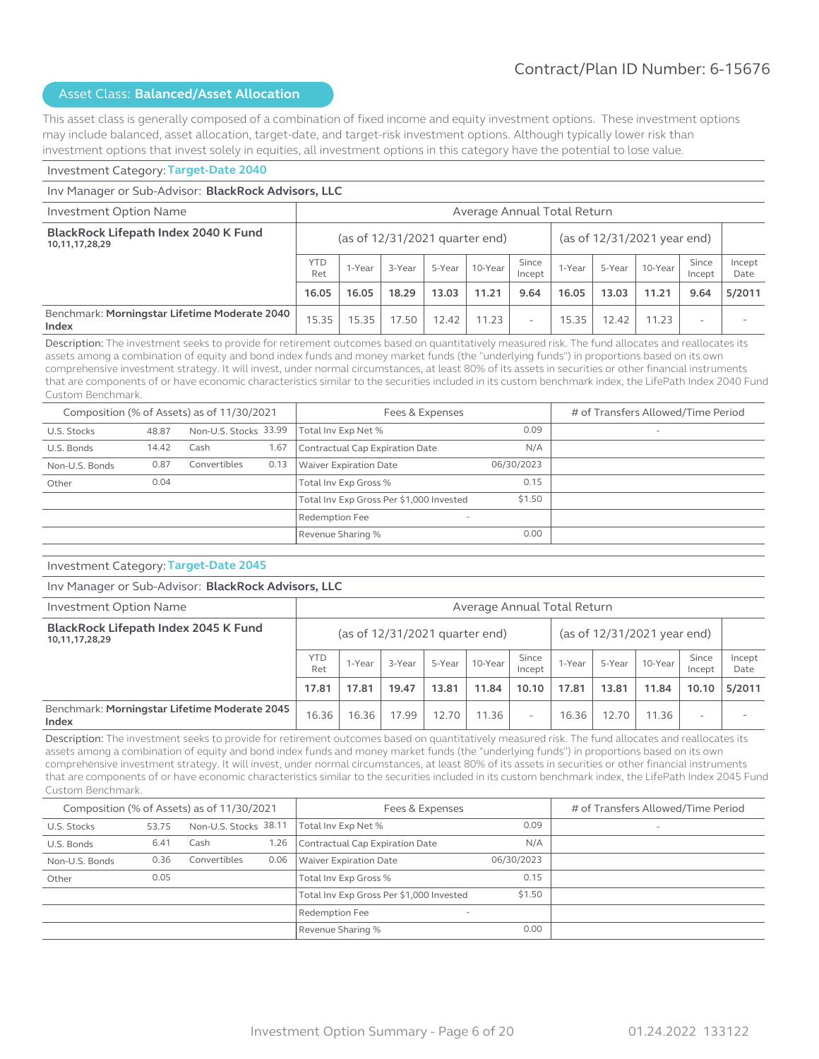Contract/Plan ID Number: 6-15676

## Asset Class: **Balanced/Asset Allocation**

This asset class is generally composed of a combination of fixed income and equity investment options. These investment options may include balanced, asset allocation, target-date, and target-risk investment options. Although typically lower risk than investment options that invest solely in equities, all investment options in this category have the potential to lose value.

### Investment Category: Target-Date 2040

Inv Manager or Sub-Advisor: **BlackRock Advisors, LLC**

| Investment Option Name | Average Annual Total Return | | | | | | | | | | |
|---|---|---|---|---|---|---|---|---|---|---|---|
| | (as of 12/31/2021 quarter end) | | | | | | (as of 12/31/2021 year end) | | | | |
| | YTD Ret | 1-Year | 3-Year | 5-Year | 10-Year | Since Incept | 1-Year | 5-Year | 10-Year | Since Incept | Incept Date |
| **BlackRock Lifepath Index 2040 K Fund** 10,11,17,28,29 | **16.05** | **16.05** | **18.29** | **13.03** | **11.21** | **9.64** | **16.05** | **13.03** | **11.21** | **9.64** | **5/2011** |
| Benchmark: **Morningstar Lifetime Moderate 2040 Index** | 15.35 | 15.35 | 17.50 | 12.42 | 11.23 | - | 15.35 | 12.42 | 11.23 | - | - |

Description: The investment seeks to provide for retirement outcomes based on quantitatively measured risk. The fund allocates and reallocates its assets among a combination of equity and bond index funds and money market funds (the "underlying funds") in proportions based on its own comprehensive investment strategy. It will invest, under normal circumstances, at least 80% of its assets in securities or other financial instruments that are components of or have economic characteristics similar to the securities included in its custom benchmark index, the LifePath Index 2040 Fund Custom Benchmark.

| Composition (% of Assets) as of 11/30/2021 | | | | Fees & Expenses | | # of Transfers Allowed/Time Period |
|---|---|---|---|---|---|---|
| U.S. Stocks | 48.87 | Non-U.S. Stocks | 33.99 | Total Inv Exp Net % | 0.09 | - |
| U.S. Bonds | 14.42 | Cash | 1.67 | Contractual Cap Expiration Date | N/A | |
| Non-U.S. Bonds | 0.87 | Convertibles | 0.13 | Waiver Expiration Date | 06/30/2023 | |
| Other | 0.04 | | | Total Inv Exp Gross % | 0.15 | |
| | | | | Total Inv Exp Gross Per $1,000 Invested | $1.50 | |
| | | | | Redemption Fee | - | |
| | | | | Revenue Sharing % | 0.00 | |

### Investment Category: Target-Date 2045

Inv Manager or Sub-Advisor: **BlackRock Advisors, LLC**

| Investment Option Name | Average Annual Total Return | | | | | | | | | | |
|---|---|---|---|---|---|---|---|---|---|---|---|
| | (as of 12/31/2021 quarter end) | | | | | | (as of 12/31/2021 year end) | | | | |
| | YTD Ret | 1-Year | 3-Year | 5-Year | 10-Year | Since Incept | 1-Year | 5-Year | 10-Year | Since Incept | Incept Date |
| **BlackRock Lifepath Index 2045 K Fund** 10,11,17,28,29 | **17.81** | **17.81** | **19.47** | **13.81** | **11.84** | **10.10** | **17.81** | **13.81** | **11.84** | **10.10** | **5/2011** |
| Benchmark: **Morningstar Lifetime Moderate 2045 Index** | 16.36 | 16.36 | 17.99 | 12.70 | 11.36 | - | 16.36 | 12.70 | 11.36 | - | - |

Description: The investment seeks to provide for retirement outcomes based on quantitatively measured risk. The fund allocates and reallocates its assets among a combination of equity and bond index funds and money market funds (the "underlying funds") in proportions based on its own comprehensive investment strategy. It will invest, under normal circumstances, at least 80% of its assets in securities or other financial instruments that are components of or have economic characteristics similar to the securities included in its custom benchmark index, the LifePath Index 2045 Fund Custom Benchmark.

| Composition (% of Assets) as of 11/30/2021 | | | | Fees & Expenses | | # of Transfers Allowed/Time Period |
|---|---|---|---|---|---|---|
| U.S. Stocks | 53.75 | Non-U.S. Stocks | 38.11 | Total Inv Exp Net % | 0.09 | - |
| U.S. Bonds | 6.41 | Cash | 1.26 | Contractual Cap Expiration Date | N/A | |
| Non-U.S. Bonds | 0.36 | Convertibles | 0.06 | Waiver Expiration Date | 06/30/2023 | |
| Other | 0.05 | | | Total Inv Exp Gross % | 0.15 | |
| | | | | Total Inv Exp Gross Per $1,000 Invested | $1.50 | |
| | | | | Redemption Fee | - | |
| | | | | Revenue Sharing % | 0.00 | |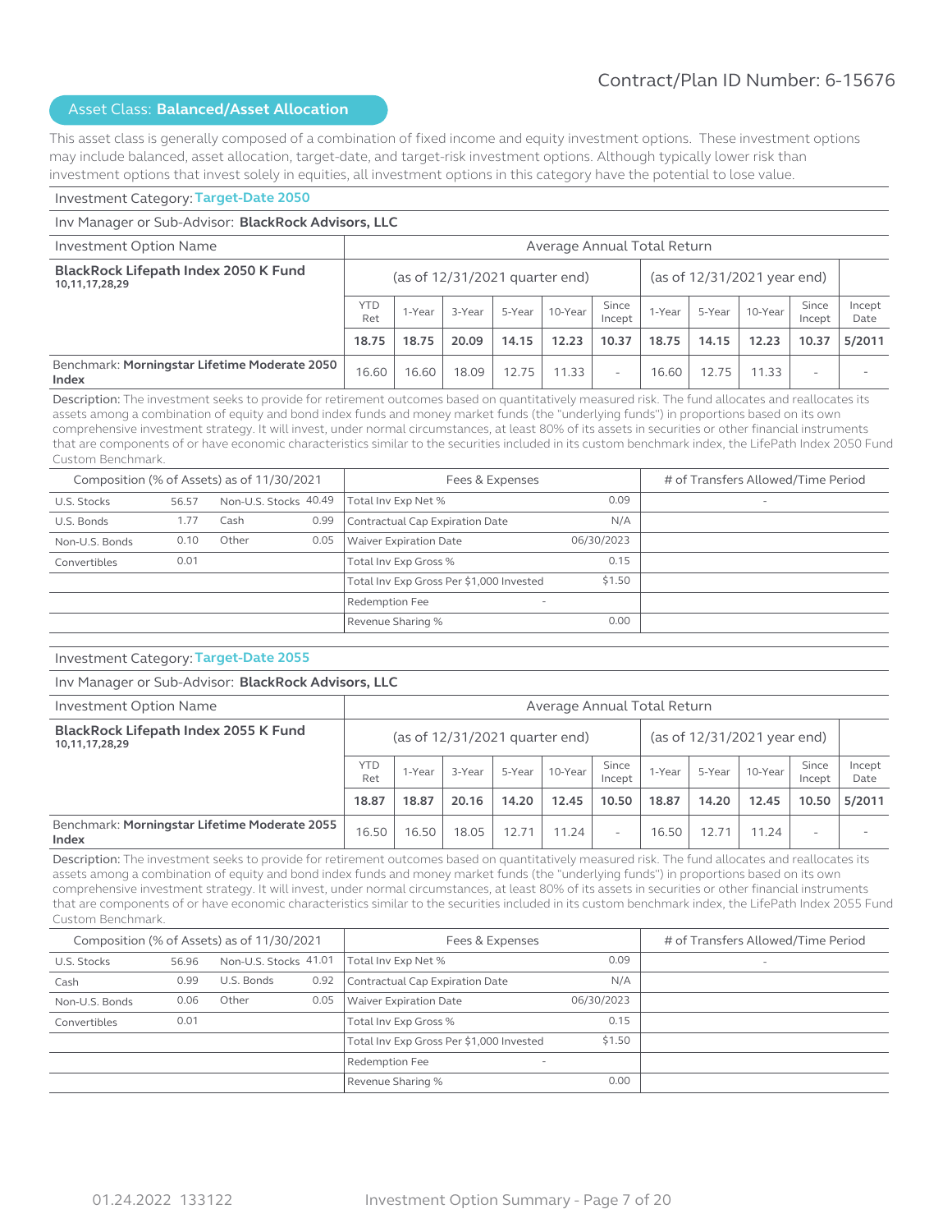Contract/Plan ID Number: 6-15676

## Asset Class: **Balanced/Asset Allocation**

This asset class is generally composed of a combination of fixed income and equity investment options. These investment options may include balanced, asset allocation, target-date, and target-risk investment options. Although typically lower risk than investment options that invest solely in equities, all investment options in this category have the potential to lose value.

### Investment Category: Target-Date 2050

Inv Manager or Sub-Advisor: **BlackRock Advisors, LLC**

| Investment Option Name | Average Annual Total Return | | | | | | | | | | |
|---|---|---|---|---|---|---|---|---|---|---|---|
| **BlackRock Lifepath Index 2050 K Fund** 10,11,17,28,29 | (as of 12/31/2021 quarter end) | | | | | | (as of 12/31/2021 year end) | | | | |
| | YTD Ret | 1-Year | 3-Year | 5-Year | 10-Year | Since Incept | 1-Year | 5-Year | 10-Year | Since Incept | Incept Date |
| | **18.75** | **18.75** | **20.09** | **14.15** | **12.23** | **10.37** | **18.75** | **14.15** | **12.23** | **10.37** | **5/2011** |
| Benchmark: **Morningstar Lifetime Moderate 2050 Index** | 16.60 | 16.60 | 18.09 | 12.75 | 11.33 | - | 16.60 | 12.75 | 11.33 | - | - |

Description: The investment seeks to provide for retirement outcomes based on quantitatively measured risk. The fund allocates and reallocates its assets among a combination of equity and bond index funds and money market funds (the "underlying funds") in proportions based on its own comprehensive investment strategy. It will invest, under normal circumstances, at least 80% of its assets in securities or other financial instruments that are components of or have economic characteristics similar to the securities included in its custom benchmark index, the LifePath Index 2050 Fund Custom Benchmark.

| Composition (% of Assets) as of 11/30/2021 | | | | Fees & Expenses | | # of Transfers Allowed/Time Period |
|---|---|---|---|---|---|---|
| U.S. Stocks | 56.57 | Non-U.S. Stocks | 40.49 | Total Inv Exp Net % | 0.09 | - |
| U.S. Bonds | 1.77 | Cash | 0.99 | Contractual Cap Expiration Date | N/A | |
| Non-U.S. Bonds | 0.10 | Other | 0.05 | Waiver Expiration Date | 06/30/2023 | |
| Convertibles | 0.01 | | | Total Inv Exp Gross % | 0.15 | |
| | | | | Total Inv Exp Gross Per $1,000 Invested | $1.50 | |
| | | | | Redemption Fee | - | |
| | | | | Revenue Sharing % | 0.00 | |

### Investment Category: Target-Date 2055

Inv Manager or Sub-Advisor: **BlackRock Advisors, LLC**

| Investment Option Name | Average Annual Total Return | | | | | | | | | | |
|---|---|---|---|---|---|---|---|---|---|---|---|
| **BlackRock Lifepath Index 2055 K Fund** 10,11,17,28,29 | (as of 12/31/2021 quarter end) | | | | | | (as of 12/31/2021 year end) | | | | |
| | YTD Ret | 1-Year | 3-Year | 5-Year | 10-Year | Since Incept | 1-Year | 5-Year | 10-Year | Since Incept | Incept Date |
| | **18.87** | **18.87** | **20.16** | **14.20** | **12.45** | **10.50** | **18.87** | **14.20** | **12.45** | **10.50** | **5/2011** |
| Benchmark: **Morningstar Lifetime Moderate 2055 Index** | 16.50 | 16.50 | 18.05 | 12.71 | 11.24 | - | 16.50 | 12.71 | 11.24 | - | - |

Description: The investment seeks to provide for retirement outcomes based on quantitatively measured risk. The fund allocates and reallocates its assets among a combination of equity and bond index funds and money market funds (the "underlying funds") in proportions based on its own comprehensive investment strategy. It will invest, under normal circumstances, at least 80% of its assets in securities or other financial instruments that are components of or have economic characteristics similar to the securities included in its custom benchmark index, the LifePath Index 2055 Fund Custom Benchmark.

| Composition (% of Assets) as of 11/30/2021 | | | | Fees & Expenses | | # of Transfers Allowed/Time Period |
|---|---|---|---|---|---|---|
| U.S. Stocks | 56.96 | Non-U.S. Stocks | 41.01 | Total Inv Exp Net % | 0.09 | - |
| Cash | 0.99 | U.S. Bonds | 0.92 | Contractual Cap Expiration Date | N/A | |
| Non-U.S. Bonds | 0.06 | Other | 0.05 | Waiver Expiration Date | 06/30/2023 | |
| Convertibles | 0.01 | | | Total Inv Exp Gross % | 0.15 | |
| | | | | Total Inv Exp Gross Per $1,000 Invested | $1.50 | |
| | | | | Redemption Fee | - | |
| | | | | Revenue Sharing % | 0.00 | |

01.24.2022 133122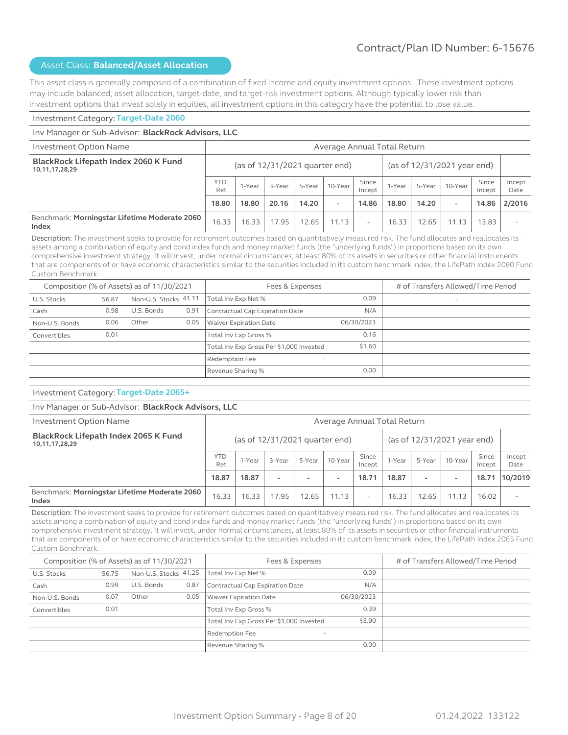Contract/Plan ID Number: 6-15676

## Asset Class: **Balanced/Asset Allocation**

This asset class is generally composed of a combination of fixed income and equity investment options. These investment options may include balanced, asset allocation, target-date, and target-risk investment options. Although typically lower risk than investment options that invest solely in equities, all investment options in this category have the potential to lose value.

### Investment Category: Target-Date 2060

Inv Manager or Sub-Advisor: **BlackRock Advisors, LLC**

| Investment Option Name | Average Annual Total Return | | | | | | | | | | |
|---|---|---|---|---|---|---|---|---|---|---|---|
| **BlackRock Lifepath Index 2060 K Fund** 10,11,17,28,29 | (as of 12/31/2021 quarter end) | | | | | | (as of 12/31/2021 year end) | | | | |
| | YTD Ret | 1-Year | 3-Year | 5-Year | 10-Year | Since Incept | 1-Year | 5-Year | 10-Year | Since Incept | Incept Date |
| | **18.80** | **18.80** | **20.16** | **14.20** | **-** | **14.86** | **18.80** | **14.20** | **-** | **14.86** | **2/2016** |
| Benchmark: **Morningstar Lifetime Moderate 2060 Index** | 16.33 | 16.33 | 17.95 | 12.65 | 11.13 | - | 16.33 | 12.65 | 11.13 | 13.83 | - |

Description: The investment seeks to provide for retirement outcomes based on quantitatively measured risk. The fund allocates and reallocates its assets among a combination of equity and bond index funds and money market funds (the "underlying funds") in proportions based on its own comprehensive investment strategy. It will invest, under normal circumstances, at least 80% of its assets in securities or other financial instruments that are components of or have economic characteristics similar to the securities included in its custom benchmark index, the LifePath Index 2060 Fund Custom Benchmark.

| Composition (% of Assets) as of 11/30/2021 | | | | Fees & Expenses | | # of Transfers Allowed/Time Period |
|---|---|---|---|---|---|---|
| U.S. Stocks | 56.87 | Non-U.S. Stocks | 41.11 | Total Inv Exp Net % | 0.09 | - |
| Cash | 0.98 | U.S. Bonds | 0.91 | Contractual Cap Expiration Date | N/A | |
| Non-U.S. Bonds | 0.06 | Other | 0.05 | Waiver Expiration Date | 06/30/2023 | |
| Convertibles | 0.01 | | | Total Inv Exp Gross % | 0.16 | |
| | | | | Total Inv Exp Gross Per $1,000 Invested | $1.60 | |
| | | | | Redemption Fee | - | |
| | | | | Revenue Sharing % | 0.00 | |

### Investment Category: Target-Date 2065+

Inv Manager or Sub-Advisor: **BlackRock Advisors, LLC**

| Investment Option Name | Average Annual Total Return | | | | | | | | | | |
|---|---|---|---|---|---|---|---|---|---|---|---|
| **BlackRock Lifepath Index 2065 K Fund** 10,11,17,28,29 | (as of 12/31/2021 quarter end) | | | | | | (as of 12/31/2021 year end) | | | | |
| | YTD Ret | 1-Year | 3-Year | 5-Year | 10-Year | Since Incept | 1-Year | 5-Year | 10-Year | Since Incept | Incept Date |
| | **18.87** | **18.87** | **-** | **-** | **-** | **18.71** | **18.87** | **-** | **-** | **18.71** | **10/2019** |
| Benchmark: **Morningstar Lifetime Moderate 2060 Index** | 16.33 | 16.33 | 17.95 | 12.65 | 11.13 | - | 16.33 | 12.65 | 11.13 | 16.02 | - |

Description: The investment seeks to provide for retirement outcomes based on quantitatively measured risk. The fund allocates and reallocates its assets among a combination of equity and bond index funds and money market funds (the "underlying funds") in proportions based on its own comprehensive investment strategy. It will invest, under normal circumstances, at least 80% of its assets in securities or other financial instruments that are components of or have economic characteristics similar to the securities included in its custom benchmark index, the LifePath Index 2065 Fund Custom Benchmark.

| Composition (% of Assets) as of 11/30/2021 | | | | Fees & Expenses | | # of Transfers Allowed/Time Period |
|---|---|---|---|---|---|---|
| U.S. Stocks | 56.75 | Non-U.S. Stocks | 41.25 | Total Inv Exp Net % | 0.09 | - |
| Cash | 0.99 | U.S. Bonds | 0.87 | Contractual Cap Expiration Date | N/A | |
| Non-U.S. Bonds | 0.07 | Other | 0.05 | Waiver Expiration Date | 06/30/2023 | |
| Convertibles | 0.01 | | | Total Inv Exp Gross % | 0.39 | |
| | | | | Total Inv Exp Gross Per $1,000 Invested | $3.90 | |
| | | | | Redemption Fee | - | |
| | | | | Revenue Sharing % | 0.00 | |

01.24.2022 133122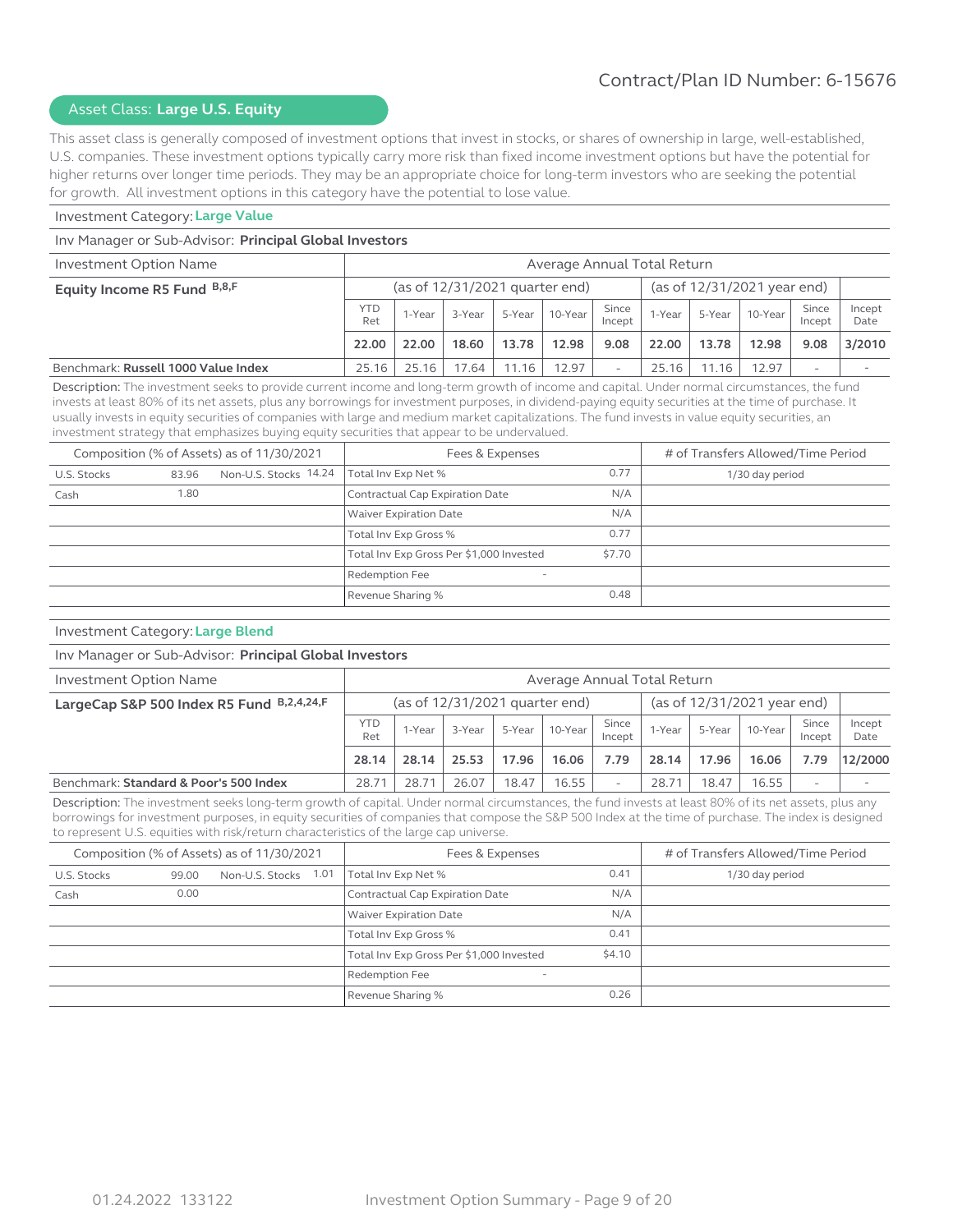Contract/Plan ID Number: 6-15676

## Asset Class: **Large U.S. Equity**

This asset class is generally composed of investment options that invest in stocks, or shares of ownership in large, well-established, U.S. companies. These investment options typically carry more risk than fixed income investment options but have the potential for higher returns over longer time periods. They may be an appropriate choice for long-term investors who are seeking the potential for growth. All investment options in this category have the potential to lose value.

### Investment Category: **Large Value**

Inv Manager or Sub-Advisor: **Principal Global Investors**

| Investment Option Name | Average Annual Total Return | | | | | | | | | | |
|---|---|---|---|---|---|---|---|---|---|---|---|
| **Equity Income R5 Fund** B,8,F | (as of 12/31/2021 quarter end) | | | | | | (as of 12/31/2021 year end) | | | | |
| | YTD Ret | 1-Year | 3-Year | 5-Year | 10-Year | Since Incept | 1-Year | 5-Year | 10-Year | Since Incept | Incept Date |
| | **22.00** | **22.00** | **18.60** | **13.78** | **12.98** | **9.08** | **22.00** | **13.78** | **12.98** | **9.08** | **3/2010** |
| Benchmark: **Russell 1000 Value Index** | 25.16 | 25.16 | 17.64 | 11.16 | 12.97 | - | 25.16 | 11.16 | 12.97 | - | - |

Description: The investment seeks to provide current income and long-term growth of income and capital. Under normal circumstances, the fund invests at least 80% of its net assets, plus any borrowings for investment purposes, in dividend-paying equity securities at the time of purchase. It usually invests in equity securities of companies with large and medium market capitalizations. The fund invests in value equity securities, an investment strategy that emphasizes buying equity securities that appear to be undervalued.

| Composition (% of Assets) as of 11/30/2021 | | | | Fees & Expenses | | # of Transfers Allowed/Time Period |
|---|---|---|---|---|---|---|
| U.S. Stocks | 83.96 | Non-U.S. Stocks | 14.24 | Total Inv Exp Net % | 0.77 | 1/30 day period |
| Cash | 1.80 | | | Contractual Cap Expiration Date | N/A | |
| | | | | Waiver Expiration Date | N/A | |
| | | | | Total Inv Exp Gross % | 0.77 | |
| | | | | Total Inv Exp Gross Per $1,000 Invested | $7.70 | |
| | | | | Redemption Fee | - | |
| | | | | Revenue Sharing % | 0.48 | |

### Investment Category: **Large Blend**

Inv Manager or Sub-Advisor: **Principal Global Investors**

| Investment Option Name | Average Annual Total Return | | | | | | | | | | |
|---|---|---|---|---|---|---|---|---|---|---|---|
| **LargeCap S&P 500 Index R5 Fund** B,2,4,24,F | (as of 12/31/2021 quarter end) | | | | | | (as of 12/31/2021 year end) | | | | |
| | YTD Ret | 1-Year | 3-Year | 5-Year | 10-Year | Since Incept | 1-Year | 5-Year | 10-Year | Since Incept | Incept Date |
| | **28.14** | **28.14** | **25.53** | **17.96** | **16.06** | **7.79** | **28.14** | **17.96** | **16.06** | **7.79** | **12/2000** |
| Benchmark: **Standard & Poor's 500 Index** | 28.71 | 28.71 | 26.07 | 18.47 | 16.55 | - | 28.71 | 18.47 | 16.55 | - | - |

Description: The investment seeks long-term growth of capital. Under normal circumstances, the fund invests at least 80% of its net assets, plus any borrowings for investment purposes, in equity securities of companies that compose the S&P 500 Index at the time of purchase. The index is designed to represent U.S. equities with risk/return characteristics of the large cap universe.

| Composition (% of Assets) as of 11/30/2021 | | | | Fees & Expenses | | # of Transfers Allowed/Time Period |
|---|---|---|---|---|---|---|
| U.S. Stocks | 99.00 | Non-U.S. Stocks | 1.01 | Total Inv Exp Net % | 0.41 | 1/30 day period |
| Cash | 0.00 | | | Contractual Cap Expiration Date | N/A | |
| | | | | Waiver Expiration Date | N/A | |
| | | | | Total Inv Exp Gross % | 0.41 | |
| | | | | Total Inv Exp Gross Per $1,000 Invested | $4.10 | |
| | | | | Redemption Fee | - | |
| | | | | Revenue Sharing % | 0.26 | |

01.24.2022 133122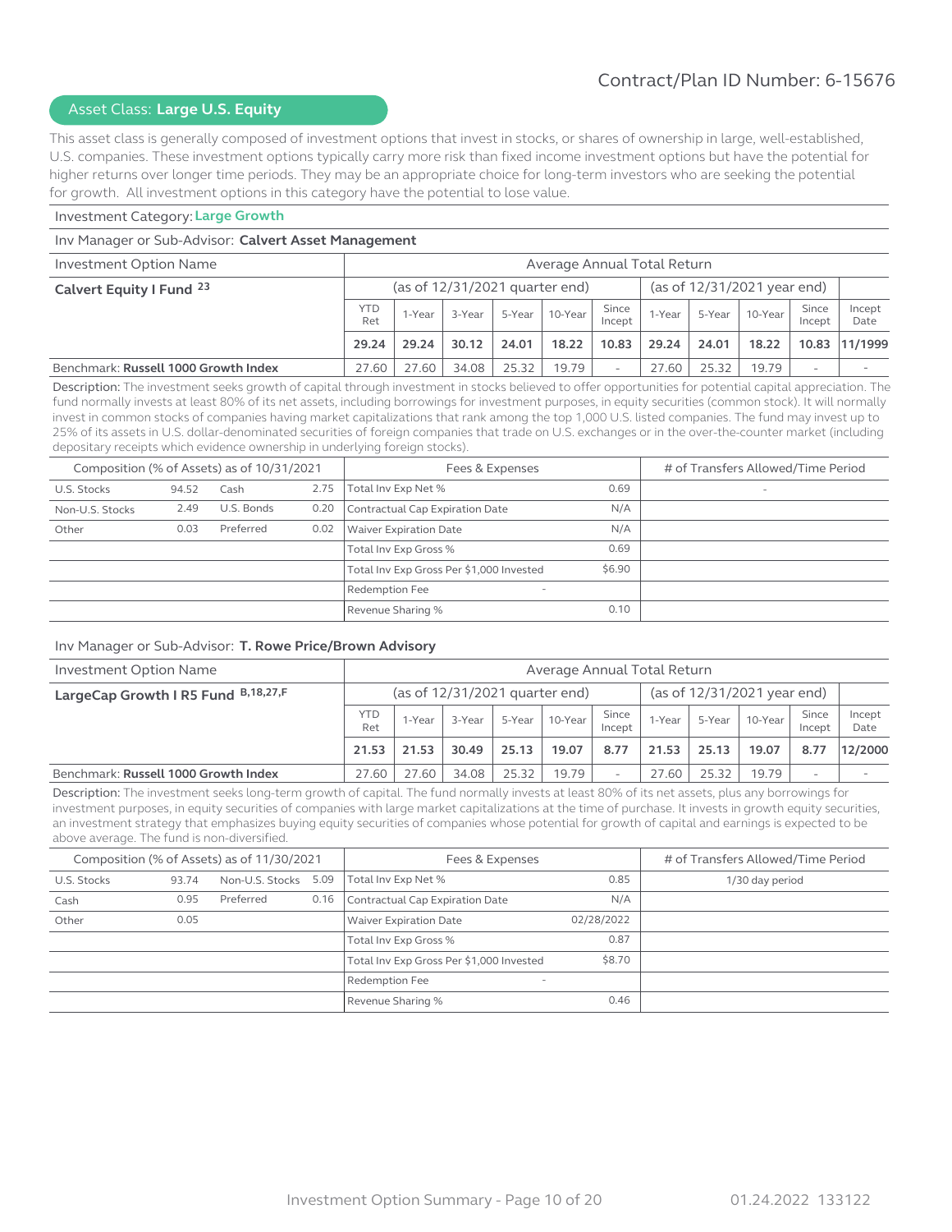Contract/Plan ID Number: 6-15676

## Asset Class: **Large U.S. Equity**

This asset class is generally composed of investment options that invest in stocks, or shares of ownership in large, well-established, U.S. companies. These investment options typically carry more risk than fixed income investment options but have the potential for higher returns over longer time periods. They may be an appropriate choice for long-term investors who are seeking the potential for growth. All investment options in this category have the potential to lose value.

Investment Category: **Large Growth**

Inv Manager or Sub-Advisor: **Calvert Asset Management**

| Investment Option Name | Average Annual Total Return | | | | | | | | | | |
|---|---|---|---|---|---|---|---|---|---|---|---|
| **Calvert Equity I Fund** [23] | (as of 12/31/2021 quarter end) | | | | | | (as of 12/31/2021 year end) | | | | |
| | YTD Ret | 1-Year | 3-Year | 5-Year | 10-Year | Since Incept | 1-Year | 5-Year | 10-Year | Since Incept | Incept Date |
| | **29.24** | **29.24** | **30.12** | **24.01** | **18.22** | **10.83** | **29.24** | **24.01** | **18.22** | **10.83** | **11/1999** |
| Benchmark: **Russell 1000 Growth Index** | 27.60 | 27.60 | 34.08 | 25.32 | 19.79 | - | 27.60 | 25.32 | 19.79 | - | - |

Description: The investment seeks growth of capital through investment in stocks believed to offer opportunities for potential capital appreciation. The fund normally invests at least 80% of its net assets, including borrowings for investment purposes, in equity securities (common stock). It will normally invest in common stocks of companies having market capitalizations that rank among the top 1,000 U.S. listed companies. The fund may invest up to 25% of its assets in U.S. dollar-denominated securities of foreign companies that trade on U.S. exchanges or in the over-the-counter market (including depositary receipts which evidence ownership in underlying foreign stocks).

| Composition (% of Assets) as of 10/31/2021 | | | | Fees & Expenses | | # of Transfers Allowed/Time Period |
|---|---|---|---|---|---|---|
| U.S. Stocks | 94.52 | Cash | 2.75 | Total Inv Exp Net % | 0.69 | - |
| Non-U.S. Stocks | 2.49 | U.S. Bonds | 0.20 | Contractual Cap Expiration Date | N/A | |
| Other | 0.03 | Preferred | 0.02 | Waiver Expiration Date | N/A | |
| | | | | Total Inv Exp Gross % | 0.69 | |
| | | | | Total Inv Exp Gross Per $1,000 Invested | $6.90 | |
| | | | | Redemption Fee | - | |
| | | | | Revenue Sharing % | 0.10 | |

Inv Manager or Sub-Advisor: **T. Rowe Price/Brown Advisory**

| Investment Option Name | Average Annual Total Return | | | | | | | | | | |
|---|---|---|---|---|---|---|---|---|---|---|---|
| **LargeCap Growth I R5 Fund** [B,18,27,F] | (as of 12/31/2021 quarter end) | | | | | | (as of 12/31/2021 year end) | | | | |
| | YTD Ret | 1-Year | 3-Year | 5-Year | 10-Year | Since Incept | 1-Year | 5-Year | 10-Year | Since Incept | Incept Date |
| | **21.53** | **21.53** | **30.49** | **25.13** | **19.07** | **8.77** | **21.53** | **25.13** | **19.07** | **8.77** | **12/2000** |
| Benchmark: **Russell 1000 Growth Index** | 27.60 | 27.60 | 34.08 | 25.32 | 19.79 | - | 27.60 | 25.32 | 19.79 | - | - |

Description: The investment seeks long-term growth of capital. The fund normally invests at least 80% of its net assets, plus any borrowings for investment purposes, in equity securities of companies with large market capitalizations at the time of purchase. It invests in growth equity securities, an investment strategy that emphasizes buying equity securities of companies whose potential for growth of capital and earnings is expected to be above average. The fund is non-diversified.

| Composition (% of Assets) as of 11/30/2021 | | | | Fees & Expenses | | # of Transfers Allowed/Time Period |
|---|---|---|---|---|---|---|
| U.S. Stocks | 93.74 | Non-U.S. Stocks | 5.09 | Total Inv Exp Net % | 0.85 | 1/30 day period |
| Cash | 0.95 | Preferred | 0.16 | Contractual Cap Expiration Date | N/A | |
| Other | 0.05 | | | Waiver Expiration Date | 02/28/2022 | |
| | | | | Total Inv Exp Gross % | 0.87 | |
| | | | | Total Inv Exp Gross Per $1,000 Invested | $8.70 | |
| | | | | Redemption Fee | - | |
| | | | | Revenue Sharing % | 0.46 | |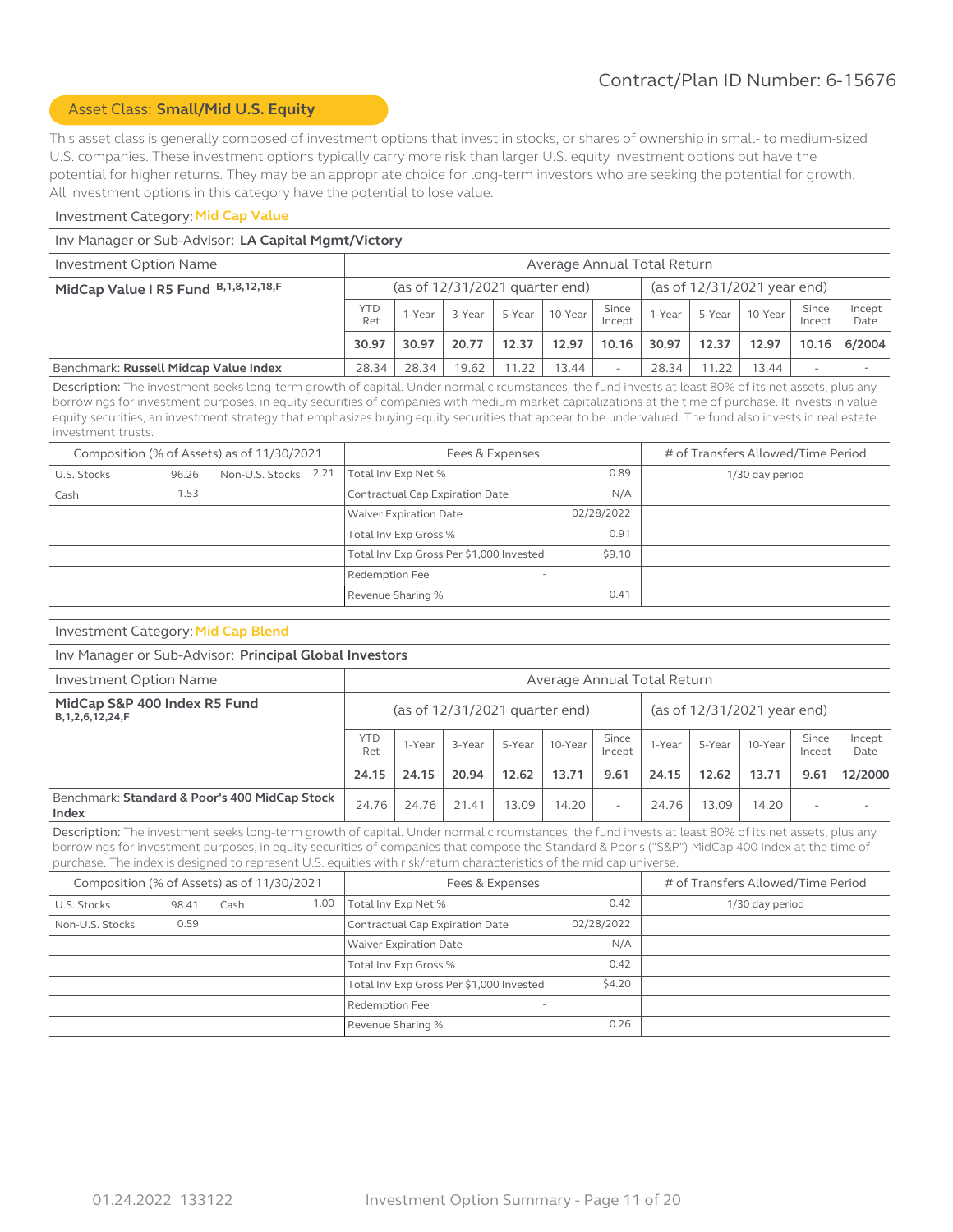Contract/Plan ID Number: 6-15676

## Asset Class: **Small/Mid U.S. Equity**

This asset class is generally composed of investment options that invest in stocks, or shares of ownership in small- to medium-sized U.S. companies. These investment options typically carry more risk than larger U.S. equity investment options but have the potential for higher returns. They may be an appropriate choice for long-term investors who are seeking the potential for growth. All investment options in this category have the potential to lose value.

### Investment Category: Mid Cap Value

Inv Manager or Sub-Advisor: **LA Capital Mgmt/Victory**

| Investment Option Name | Average Annual Total Return | | | | | | | | | | |
|---|---|---|---|---|---|---|---|---|---|---|---|
| **MidCap Value I R5 Fund** B,1,8,12,18,F | (as of 12/31/2021 quarter end) | | | | | | (as of 12/31/2021 year end) | | | | |
| | YTD Ret | 1-Year | 3-Year | 5-Year | 10-Year | Since Incept | 1-Year | 5-Year | 10-Year | Since Incept | Incept Date |
| | **30.97** | **30.97** | **20.77** | **12.37** | **12.97** | **10.16** | **30.97** | **12.37** | **12.97** | **10.16** | **6/2004** |
| Benchmark: **Russell Midcap Value Index** | 28.34 | 28.34 | 19.62 | 11.22 | 13.44 | - | 28.34 | 11.22 | 13.44 | - | - |

Description: The investment seeks long-term growth of capital. Under normal circumstances, the fund invests at least 80% of its net assets, plus any borrowings for investment purposes, in equity securities of companies with medium market capitalizations at the time of purchase. It invests in value equity securities, an investment strategy that emphasizes buying equity securities that appear to be undervalued. The fund also invests in real estate investment trusts.

| Composition (% of Assets) as of 11/30/2021 | | | | Fees & Expenses | | # of Transfers Allowed/Time Period |
|---|---|---|---|---|---|---|
| U.S. Stocks | 96.26 | Non-U.S. Stocks | 2.21 | Total Inv Exp Net % | 0.89 | 1/30 day period |
| Cash | 1.53 | | | Contractual Cap Expiration Date | N/A | |
| | | | | Waiver Expiration Date | 02/28/2022 | |
| | | | | Total Inv Exp Gross % | 0.91 | |
| | | | | Total Inv Exp Gross Per $1,000 Invested | $9.10 | |
| | | | | Redemption Fee | - | |
| | | | | Revenue Sharing % | 0.41 | |

### Investment Category: Mid Cap Blend

Inv Manager or Sub-Advisor: **Principal Global Investors**

| Investment Option Name | Average Annual Total Return | | | | | | | | | | |
|---|---|---|---|---|---|---|---|---|---|---|---|
| **MidCap S&P 400 Index R5 Fund** B,1,2,6,12,24,F | (as of 12/31/2021 quarter end) | | | | | | (as of 12/31/2021 year end) | | | | |
| | YTD Ret | 1-Year | 3-Year | 5-Year | 10-Year | Since Incept | 1-Year | 5-Year | 10-Year | Since Incept | Incept Date |
| | **24.15** | **24.15** | **20.94** | **12.62** | **13.71** | **9.61** | **24.15** | **12.62** | **13.71** | **9.61** | **12/2000** |
| Benchmark: **Standard & Poor's 400 MidCap Stock Index** | 24.76 | 24.76 | 21.41 | 13.09 | 14.20 | - | 24.76 | 13.09 | 14.20 | - | - |

Description: The investment seeks long-term growth of capital. Under normal circumstances, the fund invests at least 80% of its net assets, plus any borrowings for investment purposes, in equity securities of companies that compose the Standard & Poor's ("S&P") MidCap 400 Index at the time of purchase. The index is designed to represent U.S. equities with risk/return characteristics of the mid cap universe.

| Composition (% of Assets) as of 11/30/2021 | | | | Fees & Expenses | | # of Transfers Allowed/Time Period |
|---|---|---|---|---|---|---|
| U.S. Stocks | 98.41 | Cash | 1.00 | Total Inv Exp Net % | 0.42 | 1/30 day period |
| Non-U.S. Stocks | 0.59 | | | Contractual Cap Expiration Date | 02/28/2022 | |
| | | | | Waiver Expiration Date | N/A | |
| | | | | Total Inv Exp Gross % | 0.42 | |
| | | | | Total Inv Exp Gross Per $1,000 Invested | $4.20 | |
| | | | | Redemption Fee | - | |
| | | | | Revenue Sharing % | 0.26 | |

01.24.2022 133122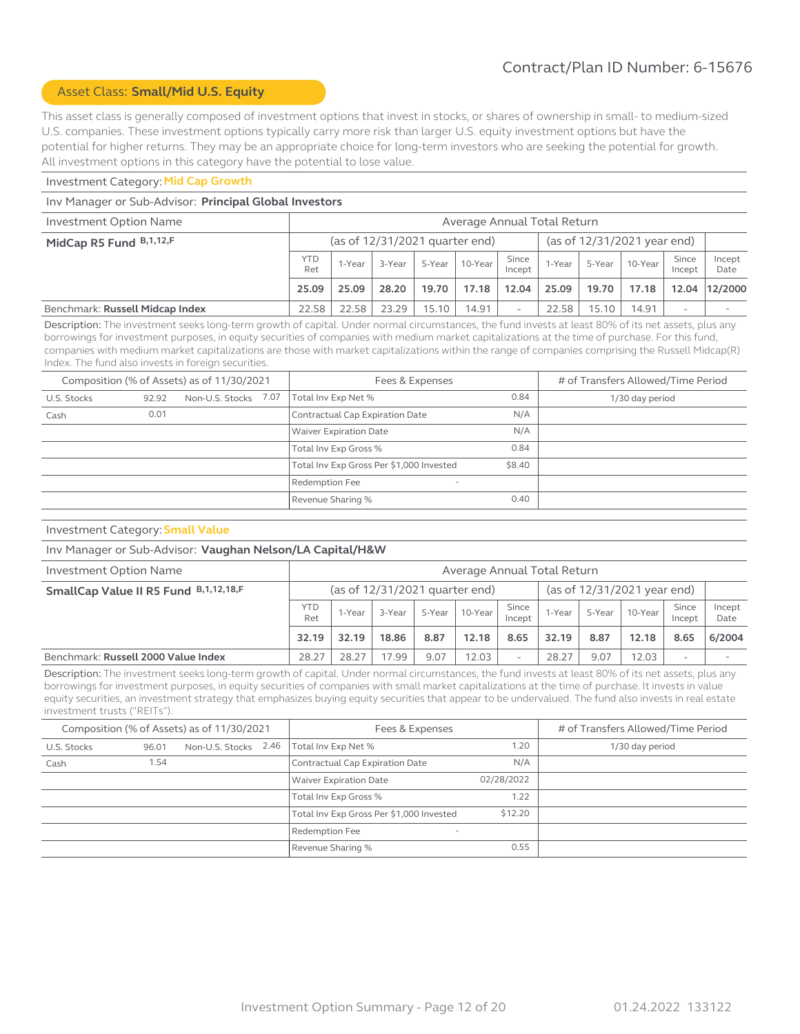Contract/Plan ID Number: 6-15676

## Asset Class: **Small/Mid U.S. Equity**

This asset class is generally composed of investment options that invest in stocks, or shares of ownership in small- to medium-sized U.S. companies. These investment options typically carry more risk than larger U.S. equity investment options but have the potential for higher returns. They may be an appropriate choice for long-term investors who are seeking the potential for growth. All investment options in this category have the potential to lose value.

### Investment Category: Mid Cap Growth

Inv Manager or Sub-Advisor: **Principal Global Investors**

| Investment Option Name | Average Annual Total Return | | | | | | | | | | |
|---|---|---|---|---|---|---|---|---|---|---|---|
| **MidCap R5 Fund** B,1,12,F | (as of 12/31/2021 quarter end) | | | | | | (as of 12/31/2021 year end) | | | | |
| | YTD Ret | 1-Year | 3-Year | 5-Year | 10-Year | Since Incept | 1-Year | 5-Year | 10-Year | Since Incept | Incept Date |
| | **25.09** | **25.09** | **28.20** | **19.70** | **17.18** | **12.04** | **25.09** | **19.70** | **17.18** | **12.04** | **12/2000** |
| Benchmark: **Russell Midcap Index** | 22.58 | 22.58 | 23.29 | 15.10 | 14.91 | - | 22.58 | 15.10 | 14.91 | - | - |

Description: The investment seeks long-term growth of capital. Under normal circumstances, the fund invests at least 80% of its net assets, plus any borrowings for investment purposes, in equity securities of companies with medium market capitalizations at the time of purchase. For this fund, companies with medium market capitalizations are those with market capitalizations within the range of companies comprising the Russell Midcap(R) Index. The fund also invests in foreign securities.

| Composition (% of Assets) as of 11/30/2021 | | | | Fees & Expenses | | # of Transfers Allowed/Time Period |
|---|---|---|---|---|---|---|
| U.S. Stocks | 92.92 | Non-U.S. Stocks | 7.07 | Total Inv Exp Net % | 0.84 | 1/30 day period |
| Cash | 0.01 | | | Contractual Cap Expiration Date | N/A | |
| | | | | Waiver Expiration Date | N/A | |
| | | | | Total Inv Exp Gross % | 0.84 | |
| | | | | Total Inv Exp Gross Per $1,000 Invested | $8.40 | |
| | | | | Redemption Fee | - | |
| | | | | Revenue Sharing % | 0.40 | |

### Investment Category: Small Value

Inv Manager or Sub-Advisor: **Vaughan Nelson/LA Capital/H&W**

| Investment Option Name | Average Annual Total Return | | | | | | | | | | |
|---|---|---|---|---|---|---|---|---|---|---|---|
| **SmallCap Value II R5 Fund** B,1,12,18,F | (as of 12/31/2021 quarter end) | | | | | | (as of 12/31/2021 year end) | | | | |
| | YTD Ret | 1-Year | 3-Year | 5-Year | 10-Year | Since Incept | 1-Year | 5-Year | 10-Year | Since Incept | Incept Date |
| | **32.19** | **32.19** | **18.86** | **8.87** | **12.18** | **8.65** | **32.19** | **8.87** | **12.18** | **8.65** | **6/2004** |
| Benchmark: **Russell 2000 Value Index** | 28.27 | 28.27 | 17.99 | 9.07 | 12.03 | - | 28.27 | 9.07 | 12.03 | - | - |

Description: The investment seeks long-term growth of capital. Under normal circumstances, the fund invests at least 80% of its net assets, plus any borrowings for investment purposes, in equity securities of companies with small market capitalizations at the time of purchase. It invests in value equity securities, an investment strategy that emphasizes buying equity securities that appear to be undervalued. The fund also invests in real estate investment trusts ("REITs").

| Composition (% of Assets) as of 11/30/2021 | | | | Fees & Expenses | | # of Transfers Allowed/Time Period |
|---|---|---|---|---|---|---|
| U.S. Stocks | 96.01 | Non-U.S. Stocks | 2.46 | Total Inv Exp Net % | 1.20 | 1/30 day period |
| Cash | 1.54 | | | Contractual Cap Expiration Date | N/A | |
| | | | | Waiver Expiration Date | 02/28/2022 | |
| | | | | Total Inv Exp Gross % | 1.22 | |
| | | | | Total Inv Exp Gross Per $1,000 Invested | $12.20 | |
| | | | | Redemption Fee | - | |
| | | | | Revenue Sharing % | 0.55 | |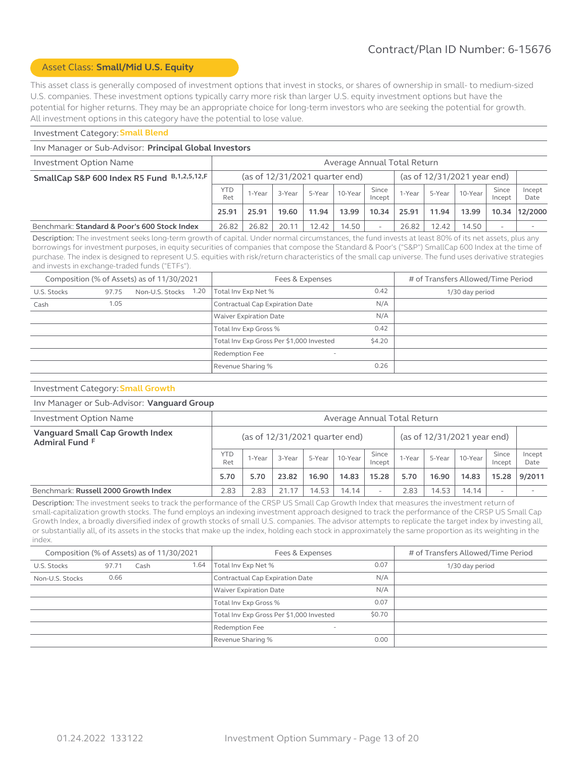Contract/Plan ID Number: 6-15676

## Asset Class: **Small/Mid U.S. Equity**

This asset class is generally composed of investment options that invest in stocks, or shares of ownership in small- to medium-sized U.S. companies. These investment options typically carry more risk than larger U.S. equity investment options but have the potential for higher returns. They may be an appropriate choice for long-term investors who are seeking the potential for growth. All investment options in this category have the potential to lose value.

### Investment Category: Small Blend

Inv Manager or Sub-Advisor: **Principal Global Investors**

| Investment Option Name | Average Annual Total Return | | | | | | | | | | |
|---|---|---|---|---|---|---|---|---|---|---|---|
| **SmallCap S&P 600 Index R5 Fund** B,1,2,5,12,F | (as of 12/31/2021 quarter end) | | | | | | (as of 12/31/2021 year end) | | | | |
| | YTD Ret | 1-Year | 3-Year | 5-Year | 10-Year | Since Incept | 1-Year | 5-Year | 10-Year | Since Incept | Incept Date |
| | **25.91** | **25.91** | **19.60** | **11.94** | **13.99** | **10.34** | **25.91** | **11.94** | **13.99** | **10.34** | **12/2000** |
| Benchmark: **Standard & Poor's 600 Stock Index** | 26.82 | 26.82 | 20.11 | 12.42 | 14.50 | - | 26.82 | 12.42 | 14.50 | - | - |

Description: The investment seeks long-term growth of capital. Under normal circumstances, the fund invests at least 80% of its net assets, plus any borrowings for investment purposes, in equity securities of companies that compose the Standard & Poor's ("S&P") SmallCap 600 Index at the time of purchase. The index is designed to represent U.S. equities with risk/return characteristics of the small cap universe. The fund uses derivative strategies and invests in exchange-traded funds ("ETFs").

| Composition (% of Assets) as of 11/30/2021 | | | | Fees & Expenses | | # of Transfers Allowed/Time Period |
|---|---|---|---|---|---|---|
| U.S. Stocks | 97.75 | Non-U.S. Stocks | 1.20 | Total Inv Exp Net % | 0.42 | 1/30 day period |
| Cash | 1.05 | | | Contractual Cap Expiration Date | N/A | |
| | | | | Waiver Expiration Date | N/A | |
| | | | | Total Inv Exp Gross % | 0.42 | |
| | | | | Total Inv Exp Gross Per $1,000 Invested | $4.20 | |
| | | | | Redemption Fee | - | |
| | | | | Revenue Sharing % | 0.26 | |

### Investment Category: Small Growth

Inv Manager or Sub-Advisor: **Vanguard Group**

| Investment Option Name | Average Annual Total Return | | | | | | | | | | |
|---|---|---|---|---|---|---|---|---|---|---|---|
| **Vanguard Small Cap Growth Index Admiral Fund** F | (as of 12/31/2021 quarter end) | | | | | | (as of 12/31/2021 year end) | | | | |
| | YTD Ret | 1-Year | 3-Year | 5-Year | 10-Year | Since Incept | 1-Year | 5-Year | 10-Year | Since Incept | Incept Date |
| | **5.70** | **5.70** | **23.82** | **16.90** | **14.83** | **15.28** | **5.70** | **16.90** | **14.83** | **15.28** | **9/2011** |
| Benchmark: **Russell 2000 Growth Index** | 2.83 | 2.83 | 21.17 | 14.53 | 14.14 | - | 2.83 | 14.53 | 14.14 | - | - |

Description: The investment seeks to track the performance of the CRSP US Small Cap Growth Index that measures the investment return of small-capitalization growth stocks. The fund employs an indexing investment approach designed to track the performance of the CRSP US Small Cap Growth Index, a broadly diversified index of growth stocks of small U.S. companies. The advisor attempts to replicate the target index by investing all, or substantially all, of its assets in the stocks that make up the index, holding each stock in approximately the same proportion as its weighting in the index.

| Composition (% of Assets) as of 11/30/2021 | | | | Fees & Expenses | | # of Transfers Allowed/Time Period |
|---|---|---|---|---|---|---|
| U.S. Stocks | 97.71 | Cash | 1.64 | Total Inv Exp Net % | 0.07 | 1/30 day period |
| Non-U.S. Stocks | 0.66 | | | Contractual Cap Expiration Date | N/A | |
| | | | | Waiver Expiration Date | N/A | |
| | | | | Total Inv Exp Gross % | 0.07 | |
| | | | | Total Inv Exp Gross Per $1,000 Invested | $0.70 | |
| | | | | Redemption Fee | - | |
| | | | | Revenue Sharing % | 0.00 | |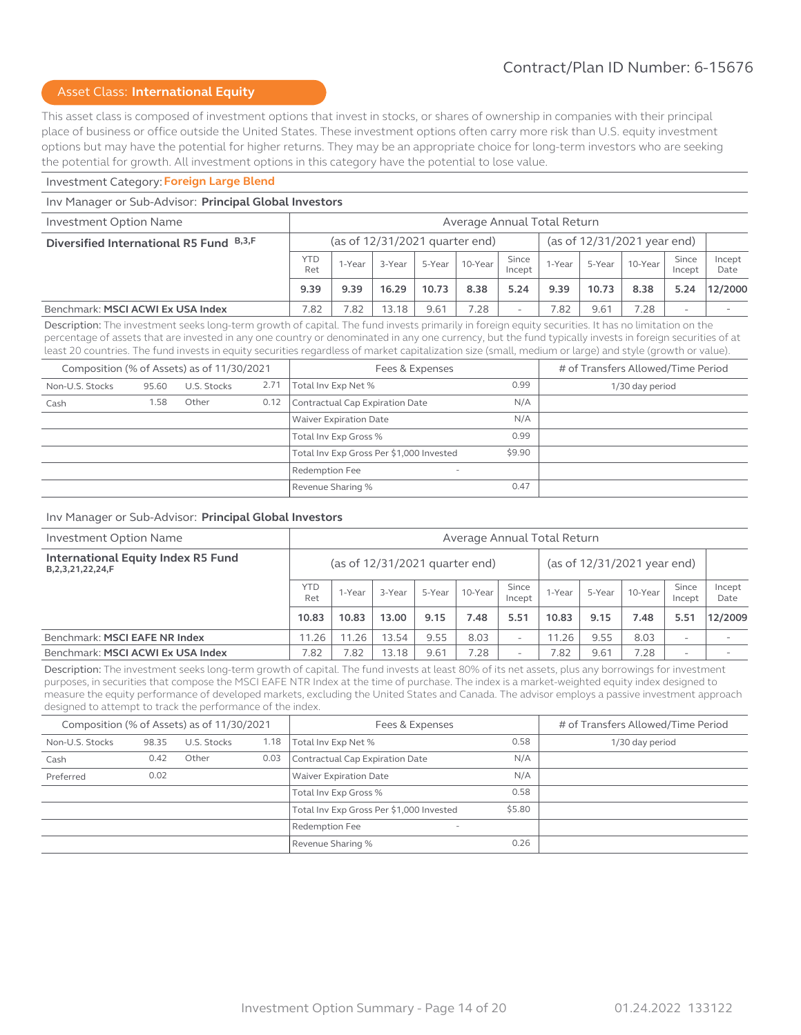Contract/Plan ID Number: 6-15676

## Asset Class: **International Equity**

This asset class is composed of investment options that invest in stocks, or shares of ownership in companies with their principal place of business or office outside the United States. These investment options often carry more risk than U.S. equity investment options but may have the potential for higher returns. They may be an appropriate choice for long-term investors who are seeking the potential for growth. All investment options in this category have the potential to lose value.

Investment Category: **Foreign Large Blend**

Inv Manager or Sub-Advisor: **Principal Global Investors**

| Investment Option Name | Average Annual Total Return | | | | | | | | | | |
|---|---|---|---|---|---|---|---|---|---|---|---|
| **Diversified International R5 Fund** B,3,F | (as of 12/31/2021 quarter end) | | | | | | (as of 12/31/2021 year end) | | | | |
| | YTD Ret | 1-Year | 3-Year | 5-Year | 10-Year | Since Incept | 1-Year | 5-Year | 10-Year | Since Incept | Incept Date |
| | **9.39** | **9.39** | **16.29** | **10.73** | **8.38** | **5.24** | **9.39** | **10.73** | **8.38** | **5.24** | **12/2000** |
| Benchmark: **MSCI ACWI Ex USA Index** | 7.82 | 7.82 | 13.18 | 9.61 | 7.28 | - | 7.82 | 9.61 | 7.28 | - | - |

Description: The investment seeks long-term growth of capital. The fund invests primarily in foreign equity securities. It has no limitation on the percentage of assets that are invested in any one country or denominated in any one currency, but the fund typically invests in foreign securities of at least 20 countries. The fund invests in equity securities regardless of market capitalization size (small, medium or large) and style (growth or value).

| Composition (% of Assets) as of 11/30/2021 | | | | Fees & Expenses | | # of Transfers Allowed/Time Period |
|---|---|---|---|---|---|---|
| Non-U.S. Stocks | 95.60 | U.S. Stocks | 2.71 | Total Inv Exp Net % | 0.99 | 1/30 day period |
| Cash | 1.58 | Other | 0.12 | Contractual Cap Expiration Date | N/A | |
| | | | | Waiver Expiration Date | N/A | |
| | | | | Total Inv Exp Gross % | 0.99 | |
| | | | | Total Inv Exp Gross Per $1,000 Invested | $9.90 | |
| | | | | Redemption Fee | - | |
| | | | | Revenue Sharing % | 0.47 | |

Inv Manager or Sub-Advisor: **Principal Global Investors**

| Investment Option Name | Average Annual Total Return | | | | | | | | | | |
|---|---|---|---|---|---|---|---|---|---|---|---|
| **International Equity Index R5 Fund** B,2,3,21,22,24,F | (as of 12/31/2021 quarter end) | | | | | | (as of 12/31/2021 year end) | | | | |
| | YTD Ret | 1-Year | 3-Year | 5-Year | 10-Year | Since Incept | 1-Year | 5-Year | 10-Year | Since Incept | Incept Date |
| | **10.83** | **10.83** | **13.00** | **9.15** | **7.48** | **5.51** | **10.83** | **9.15** | **7.48** | **5.51** | **12/2009** |
| Benchmark: **MSCI EAFE NR Index** | 11.26 | 11.26 | 13.54 | 9.55 | 8.03 | - | 11.26 | 9.55 | 8.03 | - | - |
| Benchmark: **MSCI ACWI Ex USA Index** | 7.82 | 7.82 | 13.18 | 9.61 | 7.28 | - | 7.82 | 9.61 | 7.28 | - | - |

Description: The investment seeks long-term growth of capital. The fund invests at least 80% of its net assets, plus any borrowings for investment purposes, in securities that compose the MSCI EAFE NTR Index at the time of purchase. The index is a market-weighted equity index designed to measure the equity performance of developed markets, excluding the United States and Canada. The advisor employs a passive investment approach designed to attempt to track the performance of the index.

| Composition (% of Assets) as of 11/30/2021 | | | | Fees & Expenses | | # of Transfers Allowed/Time Period |
|---|---|---|---|---|---|---|
| Non-U.S. Stocks | 98.35 | U.S. Stocks | 1.18 | Total Inv Exp Net % | 0.58 | 1/30 day period |
| Cash | 0.42 | Other | 0.03 | Contractual Cap Expiration Date | N/A | |
| Preferred | 0.02 | | | Waiver Expiration Date | N/A | |
| | | | | Total Inv Exp Gross % | 0.58 | |
| | | | | Total Inv Exp Gross Per $1,000 Invested | $5.80 | |
| | | | | Redemption Fee | - | |
| | | | | Revenue Sharing % | 0.26 | |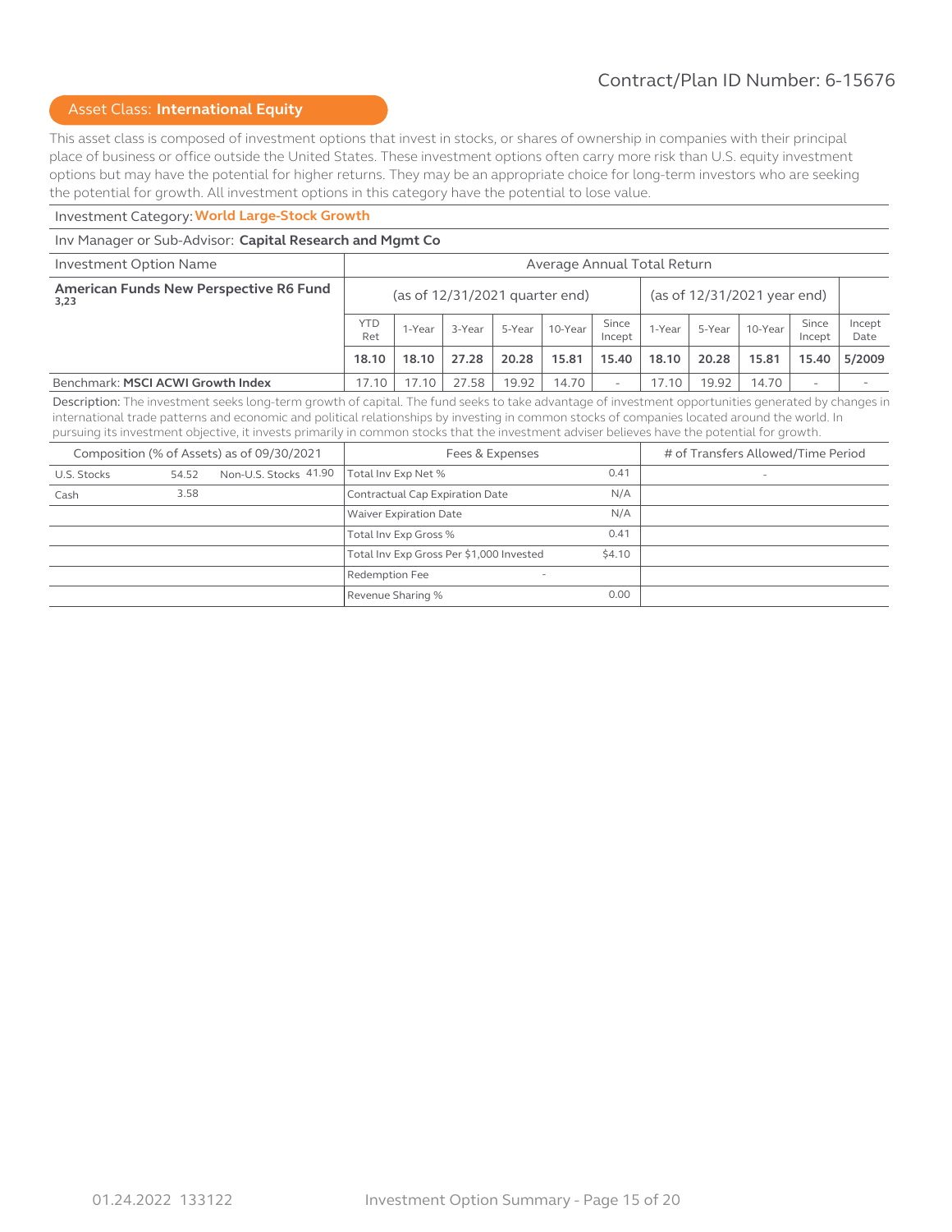Contract/Plan ID Number: 6-15676

## Asset Class: **International Equity**

This asset class is composed of investment options that invest in stocks, or shares of ownership in companies with their principal place of business or office outside the United States. These investment options often carry more risk than U.S. equity investment options but may have the potential for higher returns. They may be an appropriate choice for long-term investors who are seeking the potential for growth. All investment options in this category have the potential to lose value.

Investment Category: **World Large-Stock Growth**

Inv Manager or Sub-Advisor: **Capital Research and Mgmt Co**

| Investment Option Name | Average Annual Total Return | | | | | | | | | | |
|---|---|---|---|---|---|---|---|---|---|---|---|
| **American Funds New Perspective R6 Fund** 3,23 | (as of 12/31/2021 quarter end) | | | | | | (as of 12/31/2021 year end) | | | | |
| | YTD Ret | 1-Year | 3-Year | 5-Year | 10-Year | Since Incept | 1-Year | 5-Year | 10-Year | Since Incept | Incept Date |
| | **18.10** | **18.10** | **27.28** | **20.28** | **15.81** | **15.40** | **18.10** | **20.28** | **15.81** | **15.40** | **5/2009** |
| Benchmark: **MSCI ACWI Growth Index** | 17.10 | 17.10 | 27.58 | 19.92 | 14.70 | - | 17.10 | 19.92 | 14.70 | - | - |

Description: The investment seeks long-term growth of capital. The fund seeks to take advantage of investment opportunities generated by changes in international trade patterns and economic and political relationships by investing in common stocks of companies located around the world. In pursuing its investment objective, it invests primarily in common stocks that the investment adviser believes have the potential for growth.

| Composition (% of Assets) as of 09/30/2021 | | | | Fees & Expenses | | # of Transfers Allowed/Time Period |
|---|---|---|---|---|---|---|
| U.S. Stocks | 54.52 | Non-U.S. Stocks | 41.90 | Total Inv Exp Net % | 0.41 | - |
| Cash | 3.58 | | | Contractual Cap Expiration Date | N/A | |
| | | | | Waiver Expiration Date | N/A | |
| | | | | Total Inv Exp Gross % | 0.41 | |
| | | | | Total Inv Exp Gross Per $1,000 Invested | $4.10 | |
| | | | | Redemption Fee | - | |
| | | | | Revenue Sharing % | 0.00 | |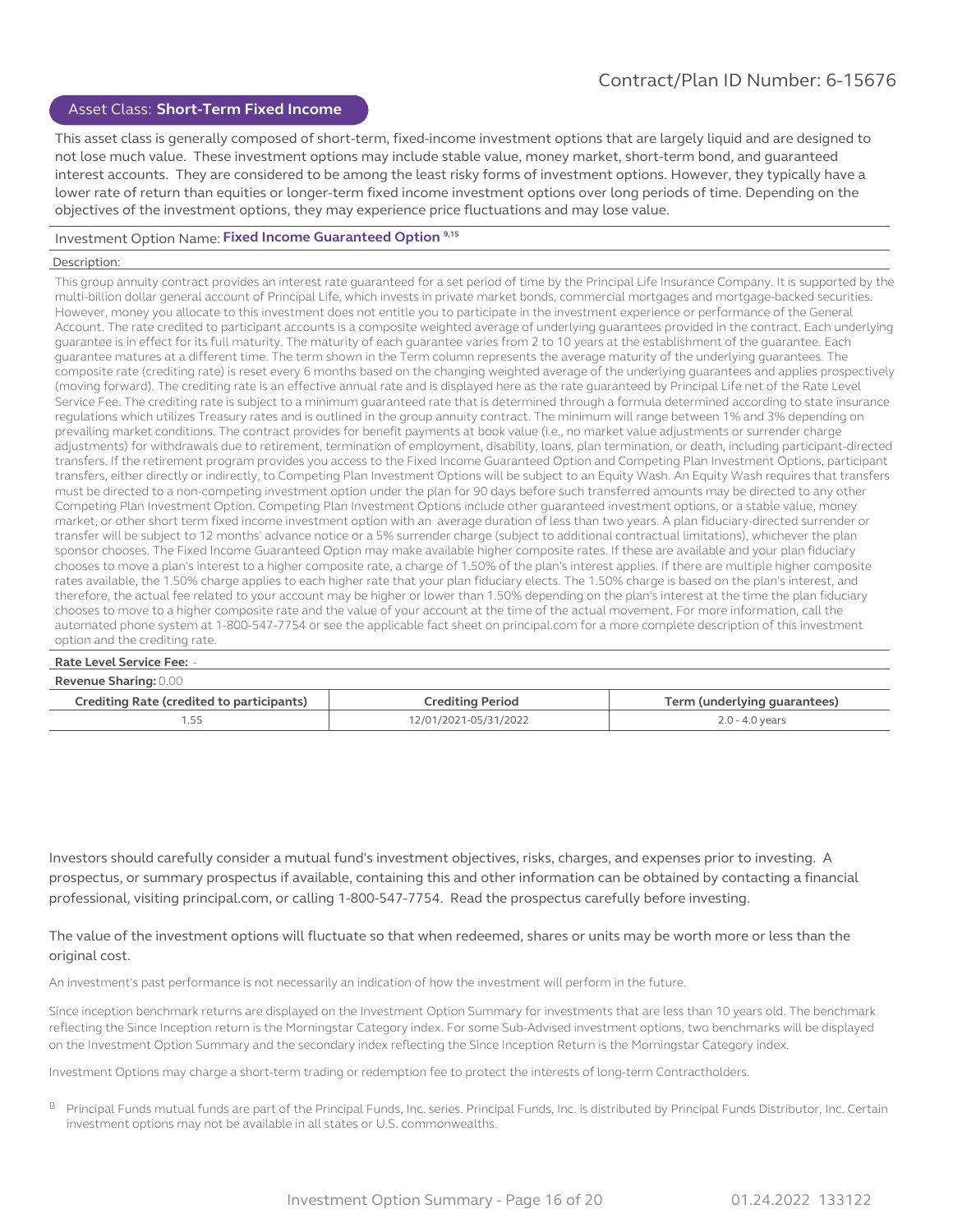Contract/Plan ID Number: 6-15676

## Asset Class: **Short-Term Fixed Income**

This asset class is generally composed of short-term, fixed-income investment options that are largely liquid and are designed to not lose much value. These investment options may include stable value, money market, short-term bond, and guaranteed interest accounts. They are considered to be among the least risky forms of investment options. However, they typically have a lower rate of return than equities or longer-term fixed income investment options over long periods of time. Depending on the objectives of the investment options, they may experience price fluctuations and may lose value.

Investment Option Name: **Fixed Income Guaranteed Option** [9,15]

Description:

This group annuity contract provides an interest rate guaranteed for a set period of time by the Principal Life Insurance Company. It is supported by the multi-billion dollar general account of Principal Life, which invests in private market bonds, commercial mortgages and mortgage-backed securities. However, money you allocate to this investment does not entitle you to participate in the investment experience or performance of the General Account. The rate credited to participant accounts is a composite weighted average of underlying guarantees provided in the contract. Each underlying guarantee is in effect for its full maturity. The maturity of each guarantee varies from 2 to 10 years at the establishment of the guarantee. Each guarantee matures at a different time. The term shown in the Term column represents the average maturity of the underlying guarantees. The composite rate (crediting rate) is reset every 6 months based on the changing weighted average of the underlying guarantees and applies prospectively (moving forward). The crediting rate is an effective annual rate and is displayed here as the rate guaranteed by Principal Life net of the Rate Level Service Fee. The crediting rate is subject to a minimum guaranteed rate that is determined through a formula determined according to state insurance regulations which utilizes Treasury rates and is outlined in the group annuity contract. The minimum will range between 1% and 3% depending on prevailing market conditions. The contract provides for benefit payments at book value (i.e., no market value adjustments or surrender charge adjustments) for withdrawals due to retirement, termination of employment, disability, loans, plan termination, or death, including participant-directed transfers. If the retirement program provides you access to the Fixed Income Guaranteed Option and Competing Plan Investment Options, participant transfers, either directly or indirectly, to Competing Plan Investment Options will be subject to an Equity Wash. An Equity Wash requires that transfers must be directed to a non-competing investment option under the plan for 90 days before such transferred amounts may be directed to any other Competing Plan Investment Option. Competing Plan Investment Options include other guaranteed investment options, or a stable value, money market, or other short term fixed income investment option with an average duration of less than two years. A plan fiduciary-directed surrender or transfer will be subject to 12 months' advance notice or a 5% surrender charge (subject to additional contractual limitations), whichever the plan sponsor chooses. The Fixed Income Guaranteed Option may make available higher composite rates. If these are available and your plan fiduciary chooses to move a plan's interest to a higher composite rate, a charge of 1.50% of the plan's interest applies. If there are multiple higher composite rates available, the 1.50% charge applies to each higher rate that your plan fiduciary elects. The 1.50% charge is based on the plan's interest, and therefore, the actual fee related to your account may be higher or lower than 1.50% depending on the plan's interest at the time the plan fiduciary chooses to move to a higher composite rate and the value of your account at the time of the actual movement. For more information, call the automated phone system at 1-800-547-7754 or see the applicable fact sheet on principal.com for a more complete description of this investment option and the crediting rate.

**Rate Level Service Fee:** -

**Revenue Sharing:** 0.00

| Crediting Rate (credited to participants) | Crediting Period | Term (underlying guarantees) |
|---|---|---|
| 1.55 | 12/01/2021-05/31/2022 | 2.0 - 4.0 years |

Investors should carefully consider a mutual fund's investment objectives, risks, charges, and expenses prior to investing. A prospectus, or summary prospectus if available, containing this and other information can be obtained by contacting a financial professional, visiting principal.com, or calling 1-800-547-7754. Read the prospectus carefully before investing.

The value of the investment options will fluctuate so that when redeemed, shares or units may be worth more or less than the original cost.

An investment's past performance is not necessarily an indication of how the investment will perform in the future.

Since inception benchmark returns are displayed on the Investment Option Summary for investments that are less than 10 years old. The benchmark reflecting the Since Inception return is the Morningstar Category index. For some Sub-Advised investment options, two benchmarks will be displayed on the Investment Option Summary and the secondary index reflecting the Since Inception Return is the Morningstar Category index.

Investment Options may charge a short-term trading or redemption fee to protect the interests of long-term Contractholders.

[B] Principal Funds mutual funds are part of the Principal Funds, Inc. series. Principal Funds, Inc. is distributed by Principal Funds Distributor, Inc. Certain investment options may not be available in all states or U.S. commonwealths.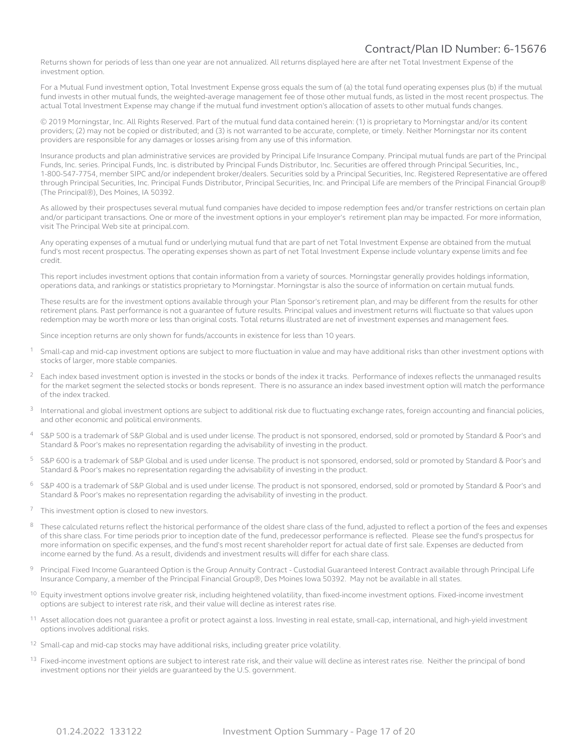Returns shown for periods of less than one year are not annualized. All returns displayed here are after net Total Investment Expense of the investment option.

For a Mutual Fund investment option, Total Investment Expense gross equals the sum of (a) the total fund operating expenses plus (b) if the mutual fund invests in other mutual funds, the weighted-average management fee of those other mutual funds, as listed in the most recent prospectus. The actual Total Investment Expense may change if the mutual fund investment option's allocation of assets to other mutual funds changes.

© 2019 Morningstar, Inc. All Rights Reserved. Part of the mutual fund data contained herein: (1) is proprietary to Morningstar and/or its content providers; (2) may not be copied or distributed; and (3) is not warranted to be accurate, complete, or timely. Neither Morningstar nor its content providers are responsible for any damages or losses arising from any use of this information.

Insurance products and plan administrative services are provided by Principal Life Insurance Company. Principal mutual funds are part of the Principal Funds, Inc. series. Principal Funds, Inc. is distributed by Principal Funds Distributor, Inc. Securities are offered through Principal Securities, Inc., 1-800-547-7754, member SIPC and/or independent broker/dealers. Securities sold by a Principal Securities, Inc. Registered Representative are offered through Principal Securities, Inc. Principal Funds Distributor, Principal Securities, Inc. and Principal Life are members of the Principal Financial Group® (The Principal®), Des Moines, IA 50392.

As allowed by their prospectuses several mutual fund companies have decided to impose redemption fees and/or transfer restrictions on certain plan and/or participant transactions. One or more of the investment options in your employer's retirement plan may be impacted. For more information, visit The Principal Web site at principal.com.

Any operating expenses of a mutual fund or underlying mutual fund that are part of net Total Investment Expense are obtained from the mutual fund's most recent prospectus. The operating expenses shown as part of net Total Investment Expense include voluntary expense limits and fee credit.

This report includes investment options that contain information from a variety of sources. Morningstar generally provides holdings information, operations data, and rankings or statistics proprietary to Morningstar. Morningstar is also the source of information on certain mutual funds.

These results are for the investment options available through your Plan Sponsor's retirement plan, and may be different from the results for other retirement plans. Past performance is not a guarantee of future results. Principal values and investment returns will fluctuate so that values upon redemption may be worth more or less than original costs. Total returns illustrated are net of investment expenses and management fees.

Since inception returns are only shown for funds/accounts in existence for less than 10 years.

[1] Small-cap and mid-cap investment options are subject to more fluctuation in value and may have additional risks than other investment options with stocks of larger, more stable companies.

[2] Each index based investment option is invested in the stocks or bonds of the index it tracks. Performance of indexes reflects the unmanaged results for the market segment the selected stocks or bonds represent. There is no assurance an index based investment option will match the performance of the index tracked.

[3] International and global investment options are subject to additional risk due to fluctuating exchange rates, foreign accounting and financial policies, and other economic and political environments.

[4] S&P 500 is a trademark of S&P Global and is used under license. The product is not sponsored, endorsed, sold or promoted by Standard & Poor's and Standard & Poor's makes no representation regarding the advisability of investing in the product.

[5] S&P 600 is a trademark of S&P Global and is used under license. The product is not sponsored, endorsed, sold or promoted by Standard & Poor's and Standard & Poor's makes no representation regarding the advisability of investing in the product.

[6] S&P 400 is a trademark of S&P Global and is used under license. The product is not sponsored, endorsed, sold or promoted by Standard & Poor's and Standard & Poor's makes no representation regarding the advisability of investing in the product.

[7] This investment option is closed to new investors.

[8] These calculated returns reflect the historical performance of the oldest share class of the fund, adjusted to reflect a portion of the fees and expenses of this share class. For time periods prior to inception date of the fund, predecessor performance is reflected. Please see the fund's prospectus for more information on specific expenses, and the fund's most recent shareholder report for actual date of first sale. Expenses are deducted from income earned by the fund. As a result, dividends and investment results will differ for each share class.

[9] Principal Fixed Income Guaranteed Option is the Group Annuity Contract - Custodial Guaranteed Interest Contract available through Principal Life Insurance Company, a member of the Principal Financial Group®, Des Moines Iowa 50392. May not be available in all states.

[10] Equity investment options involve greater risk, including heightened volatility, than fixed-income investment options. Fixed-income investment options are subject to interest rate risk, and their value will decline as interest rates rise.

[11] Asset allocation does not guarantee a profit or protect against a loss. Investing in real estate, small-cap, international, and high-yield investment options involves additional risks.

[12] Small-cap and mid-cap stocks may have additional risks, including greater price volatility.

[13] Fixed-income investment options are subject to interest rate risk, and their value will decline as interest rates rise. Neither the principal of bond investment options nor their yields are guaranteed by the U.S. government.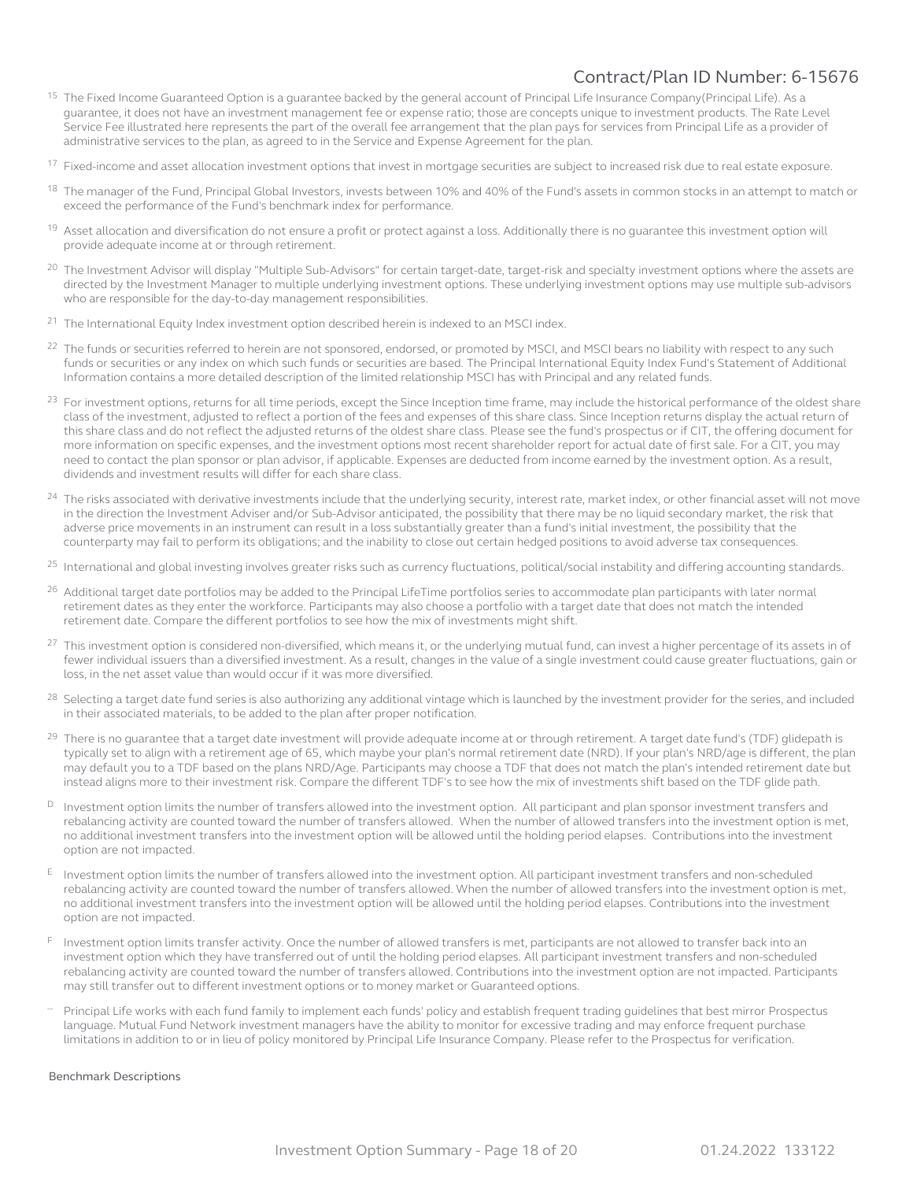[15] The Fixed Income Guaranteed Option is a guarantee backed by the general account of Principal Life Insurance Company(Principal Life). As a guarantee, it does not have an investment management fee or expense ratio; those are concepts unique to investment products. The Rate Level Service Fee illustrated here represents the part of the overall fee arrangement that the plan pays for services from Principal Life as a provider of administrative services to the plan, as agreed to in the Service and Expense Agreement for the plan.

[17] Fixed-income and asset allocation investment options that invest in mortgage securities are subject to increased risk due to real estate exposure.

[18] The manager of the Fund, Principal Global Investors, invests between 10% and 40% of the Fund's assets in common stocks in an attempt to match or exceed the performance of the Fund's benchmark index for performance.

[19] Asset allocation and diversification do not ensure a profit or protect against a loss. Additionally there is no guarantee this investment option will provide adequate income at or through retirement.

[20] The Investment Advisor will display "Multiple Sub-Advisors" for certain target-date, target-risk and specialty investment options where the assets are directed by the Investment Manager to multiple underlying investment options. These underlying investment options may use multiple sub-advisors who are responsible for the day-to-day management responsibilities.

[21] The International Equity Index investment option described herein is indexed to an MSCI index.

[22] The funds or securities referred to herein are not sponsored, endorsed, or promoted by MSCI, and MSCI bears no liability with respect to any such funds or securities or any index on which such funds or securities are based. The Principal International Equity Index Fund's Statement of Additional Information contains a more detailed description of the limited relationship MSCI has with Principal and any related funds.

[23] For investment options, returns for all time periods, except the Since Inception time frame, may include the historical performance of the oldest share class of the investment, adjusted to reflect a portion of the fees and expenses of this share class. Since Inception returns display the actual return of this share class and do not reflect the adjusted returns of the oldest share class. Please see the fund's prospectus or if CIT, the offering document for more information on specific expenses, and the investment options most recent shareholder report for actual date of first sale. For a CIT, you may need to contact the plan sponsor or plan advisor, if applicable. Expenses are deducted from income earned by the investment option. As a result, dividends and investment results will differ for each share class.

[24] The risks associated with derivative investments include that the underlying security, interest rate, market index, or other financial asset will not move in the direction the Investment Adviser and/or Sub-Advisor anticipated, the possibility that there may be no liquid secondary market, the risk that adverse price movements in an instrument can result in a loss substantially greater than a fund's initial investment, the possibility that the counterparty may fail to perform its obligations; and the inability to close out certain hedged positions to avoid adverse tax consequences.

[25] International and global investing involves greater risks such as currency fluctuations, political/social instability and differing accounting standards.

[26] Additional target date portfolios may be added to the Principal LifeTime portfolios series to accommodate plan participants with later normal retirement dates as they enter the workforce. Participants may also choose a portfolio with a target date that does not match the intended retirement date. Compare the different portfolios to see how the mix of investments might shift.

[27] This investment option is considered non-diversified, which means it, or the underlying mutual fund, can invest a higher percentage of its assets in of fewer individual issuers than a diversified investment. As a result, changes in the value of a single investment could cause greater fluctuations, gain or loss, in the net asset value than would occur if it was more diversified.

[28] Selecting a target date fund series is also authorizing any additional vintage which is launched by the investment provider for the series, and included in their associated materials, to be added to the plan after proper notification.

[29] There is no guarantee that a target date investment will provide adequate income at or through retirement. A target date fund's (TDF) glidepath is typically set to align with a retirement age of 65, which maybe your plan's normal retirement date (NRD). If your plan's NRD/age is different, the plan may default you to a TDF based on the plans NRD/Age. Participants may choose a TDF that does not match the plan's intended retirement date but instead aligns more to their investment risk. Compare the different TDF's to see how the mix of investments shift based on the TDF glide path.

[D] Investment option limits the number of transfers allowed into the investment option. All participant and plan sponsor investment transfers and rebalancing activity are counted toward the number of transfers allowed. When the number of allowed transfers into the investment option is met, no additional investment transfers into the investment option will be allowed until the holding period elapses. Contributions into the investment option are not impacted.

[E] Investment option limits the number of transfers allowed into the investment option. All participant investment transfers and non-scheduled rebalancing activity are counted toward the number of transfers allowed. When the number of allowed transfers into the investment option is met, no additional investment transfers into the investment option will be allowed until the holding period elapses. Contributions into the investment option are not impacted.

[F] Investment option limits transfer activity. Once the number of allowed transfers is met, participants are not allowed to transfer back into an investment option which they have transferred out of until the holding period elapses. All participant investment transfers and non-scheduled rebalancing activity are counted toward the number of transfers allowed. Contributions into the investment option are not impacted. Participants may still transfer out to different investment options or to money market or Guaranteed options.

[--] Principal Life works with each fund family to implement each funds' policy and establish frequent trading guidelines that best mirror Prospectus language. Mutual Fund Network investment managers have the ability to monitor for excessive trading and may enforce frequent purchase limitations in addition to or in lieu of policy monitored by Principal Life Insurance Company. Please refer to the Prospectus for verification.

Benchmark Descriptions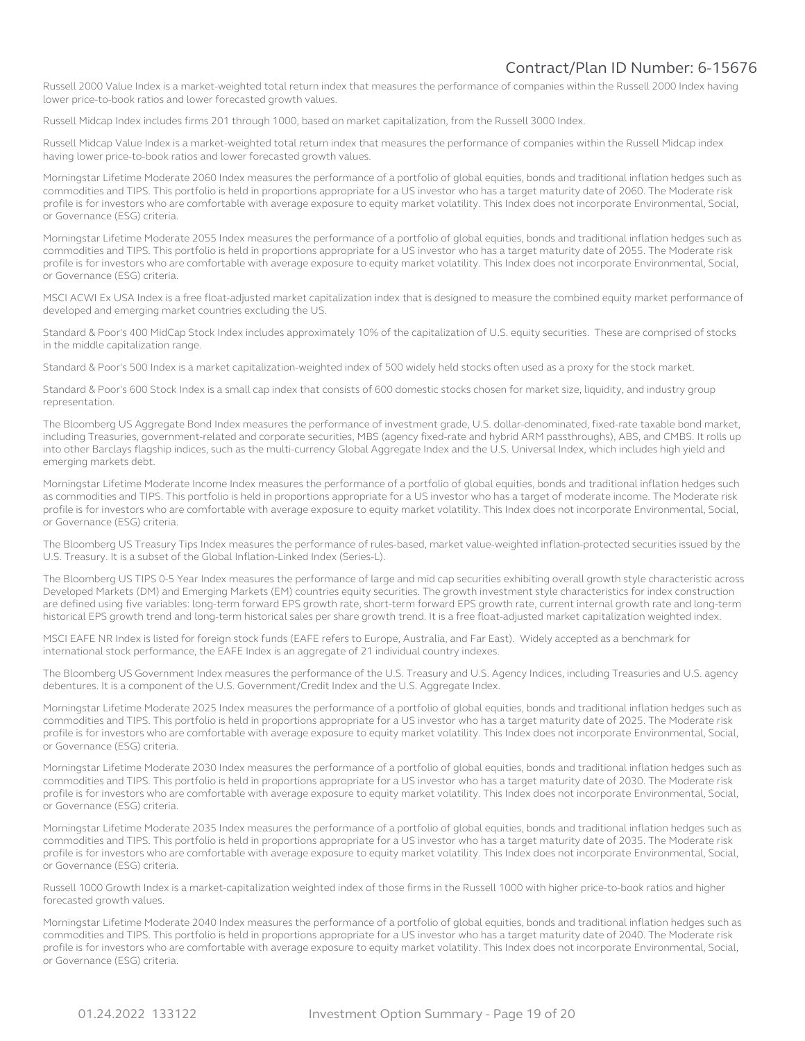Russell 2000 Value Index is a market-weighted total return index that measures the performance of companies within the Russell 2000 Index having lower price-to-book ratios and lower forecasted growth values.

Russell Midcap Index includes firms 201 through 1000, based on market capitalization, from the Russell 3000 Index.

Russell Midcap Value Index is a market-weighted total return index that measures the performance of companies within the Russell Midcap index having lower price-to-book ratios and lower forecasted growth values.

Morningstar Lifetime Moderate 2060 Index measures the performance of a portfolio of global equities, bonds and traditional inflation hedges such as commodities and TIPS. This portfolio is held in proportions appropriate for a US investor who has a target maturity date of 2060. The Moderate risk profile is for investors who are comfortable with average exposure to equity market volatility. This Index does not incorporate Environmental, Social, or Governance (ESG) criteria.

Morningstar Lifetime Moderate 2055 Index measures the performance of a portfolio of global equities, bonds and traditional inflation hedges such as commodities and TIPS. This portfolio is held in proportions appropriate for a US investor who has a target maturity date of 2055. The Moderate risk profile is for investors who are comfortable with average exposure to equity market volatility. This Index does not incorporate Environmental, Social, or Governance (ESG) criteria.

MSCI ACWI Ex USA Index is a free float-adjusted market capitalization index that is designed to measure the combined equity market performance of developed and emerging market countries excluding the US.

Standard & Poor's 400 MidCap Stock Index includes approximately 10% of the capitalization of U.S. equity securities. These are comprised of stocks in the middle capitalization range.

Standard & Poor's 500 Index is a market capitalization-weighted index of 500 widely held stocks often used as a proxy for the stock market.

Standard & Poor's 600 Stock Index is a small cap index that consists of 600 domestic stocks chosen for market size, liquidity, and industry group representation.

The Bloomberg US Aggregate Bond Index measures the performance of investment grade, U.S. dollar-denominated, fixed-rate taxable bond market, including Treasuries, government-related and corporate securities, MBS (agency fixed-rate and hybrid ARM passthroughs), ABS, and CMBS. It rolls up into other Barclays flagship indices, such as the multi-currency Global Aggregate Index and the U.S. Universal Index, which includes high yield and emerging markets debt.

Morningstar Lifetime Moderate Income Index measures the performance of a portfolio of global equities, bonds and traditional inflation hedges such as commodities and TIPS. This portfolio is held in proportions appropriate for a US investor who has a target of moderate income. The Moderate risk profile is for investors who are comfortable with average exposure to equity market volatility. This Index does not incorporate Environmental, Social, or Governance (ESG) criteria.

The Bloomberg US Treasury Tips Index measures the performance of rules-based, market value-weighted inflation-protected securities issued by the U.S. Treasury. It is a subset of the Global Inflation-Linked Index (Series-L).

The Bloomberg US TIPS 0-5 Year Index measures the performance of large and mid cap securities exhibiting overall growth style characteristic across Developed Markets (DM) and Emerging Markets (EM) countries equity securities. The growth investment style characteristics for index construction are defined using five variables: long-term forward EPS growth rate, short-term forward EPS growth rate, current internal growth rate and long-term historical EPS growth trend and long-term historical sales per share growth trend. It is a free float-adjusted market capitalization weighted index.

MSCI EAFE NR Index is listed for foreign stock funds (EAFE refers to Europe, Australia, and Far East). Widely accepted as a benchmark for international stock performance, the EAFE Index is an aggregate of 21 individual country indexes.

The Bloomberg US Government Index measures the performance of the U.S. Treasury and U.S. Agency Indices, including Treasuries and U.S. agency debentures. It is a component of the U.S. Government/Credit Index and the U.S. Aggregate Index.

Morningstar Lifetime Moderate 2025 Index measures the performance of a portfolio of global equities, bonds and traditional inflation hedges such as commodities and TIPS. This portfolio is held in proportions appropriate for a US investor who has a target maturity date of 2025. The Moderate risk profile is for investors who are comfortable with average exposure to equity market volatility. This Index does not incorporate Environmental, Social, or Governance (ESG) criteria.

Morningstar Lifetime Moderate 2030 Index measures the performance of a portfolio of global equities, bonds and traditional inflation hedges such as commodities and TIPS. This portfolio is held in proportions appropriate for a US investor who has a target maturity date of 2030. The Moderate risk profile is for investors who are comfortable with average exposure to equity market volatility. This Index does not incorporate Environmental, Social, or Governance (ESG) criteria.

Morningstar Lifetime Moderate 2035 Index measures the performance of a portfolio of global equities, bonds and traditional inflation hedges such as commodities and TIPS. This portfolio is held in proportions appropriate for a US investor who has a target maturity date of 2035. The Moderate risk profile is for investors who are comfortable with average exposure to equity market volatility. This Index does not incorporate Environmental, Social, or Governance (ESG) criteria.

Russell 1000 Growth Index is a market-capitalization weighted index of those firms in the Russell 1000 with higher price-to-book ratios and higher forecasted growth values.

Morningstar Lifetime Moderate 2040 Index measures the performance of a portfolio of global equities, bonds and traditional inflation hedges such as commodities and TIPS. This portfolio is held in proportions appropriate for a US investor who has a target maturity date of 2040. The Moderate risk profile is for investors who are comfortable with average exposure to equity market volatility. This Index does not incorporate Environmental, Social, or Governance (ESG) criteria.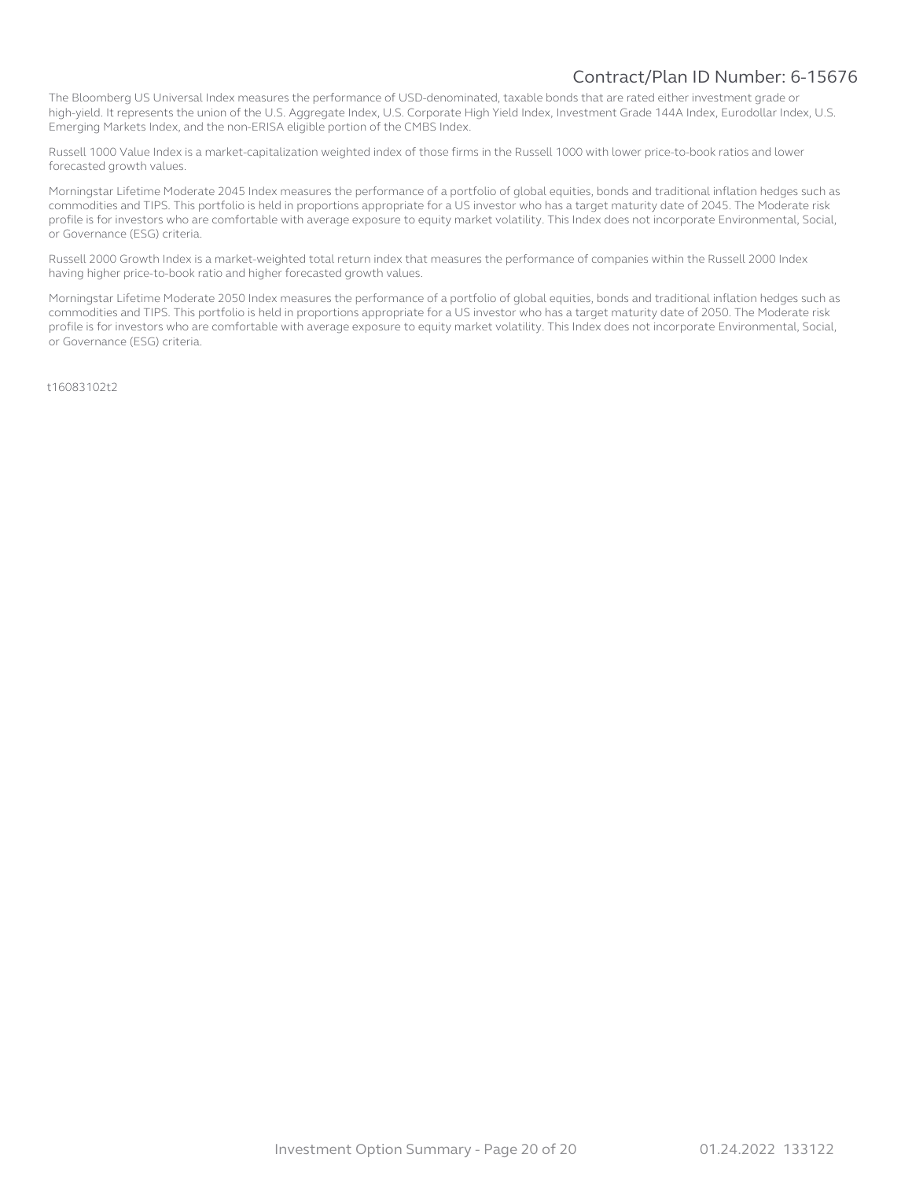The Bloomberg US Universal Index measures the performance of USD-denominated, taxable bonds that are rated either investment grade or high-yield. It represents the union of the U.S. Aggregate Index, U.S. Corporate High Yield Index, Investment Grade 144A Index, Eurodollar Index, U.S. Emerging Markets Index, and the non-ERISA eligible portion of the CMBS Index.

Russell 1000 Value Index is a market-capitalization weighted index of those firms in the Russell 1000 with lower price-to-book ratios and lower forecasted growth values.

Morningstar Lifetime Moderate 2045 Index measures the performance of a portfolio of global equities, bonds and traditional inflation hedges such as commodities and TIPS. This portfolio is held in proportions appropriate for a US investor who has a target maturity date of 2045. The Moderate risk profile is for investors who are comfortable with average exposure to equity market volatility. This Index does not incorporate Environmental, Social, or Governance (ESG) criteria.

Russell 2000 Growth Index is a market-weighted total return index that measures the performance of companies within the Russell 2000 Index having higher price-to-book ratio and higher forecasted growth values.

Morningstar Lifetime Moderate 2050 Index measures the performance of a portfolio of global equities, bonds and traditional inflation hedges such as commodities and TIPS. This portfolio is held in proportions appropriate for a US investor who has a target maturity date of 2050. The Moderate risk profile is for investors who are comfortable with average exposure to equity market volatility. This Index does not incorporate Environmental, Social, or Governance (ESG) criteria.

t16083102t2